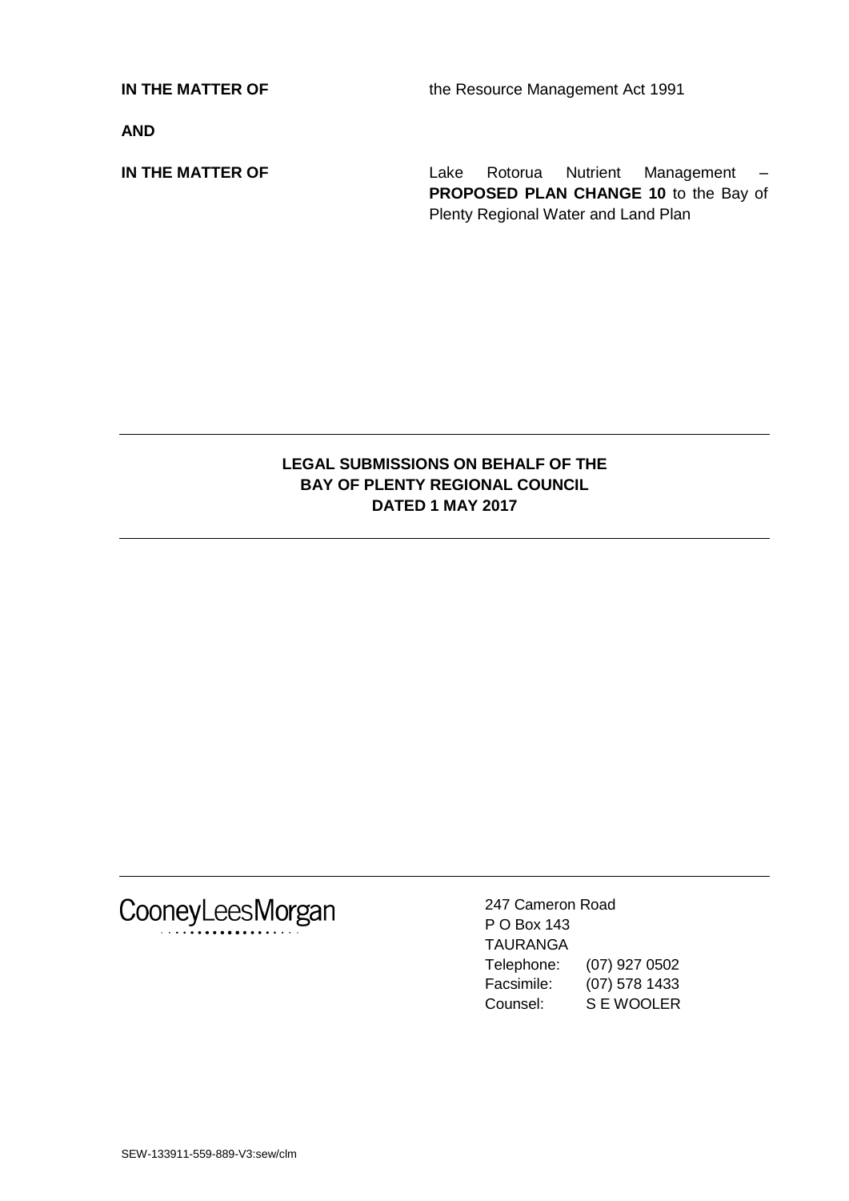**IN THE MATTER OF** the Resource Management Act 1991

**AND**

**IN THE MATTER OF** Lake Rotorua Nutrient Management – **PROPOSED PLAN CHANGE 10** to the Bay of Plenty Regional Water and Land Plan

---

**LEGAL SUBMISSIONS ON BEHALF OF THE BAY OF PLENTY REGIONAL COUNCIL DATED 1 MAY 2017**

---

CooneyLeesMorgan

247 Cameron Road
P O Box 143
TAURANGA
Telephone: (07) 927 0502
Facsimile: (07) 578 1433
Counsel: S E WOOLER

SEW-133911-559-889-V3:sew/clm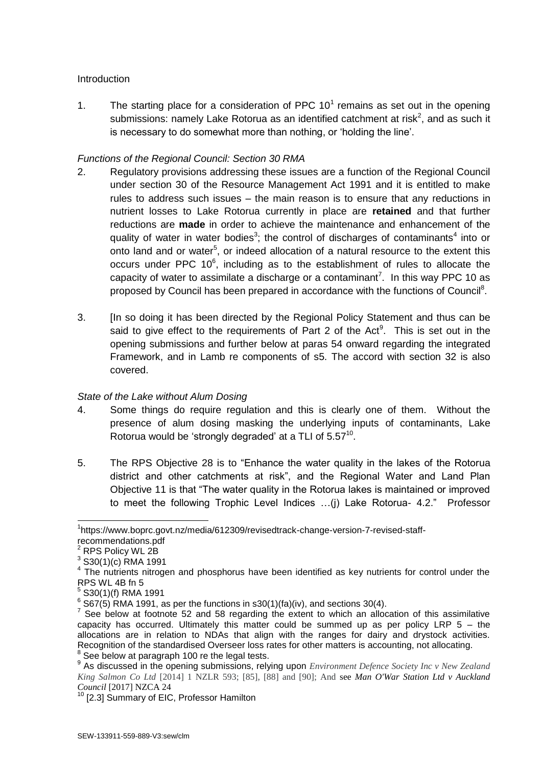Introduction

1. The starting place for a consideration of PPC 10[1] remains as set out in the opening submissions: namely Lake Rotorua as an identified catchment at risk[2], and as such it is necessary to do somewhat more than nothing, or 'holding the line'.

*Functions of the Regional Council: Section 30 RMA*

2. Regulatory provisions addressing these issues are a function of the Regional Council under section 30 of the Resource Management Act 1991 and it is entitled to make rules to address such issues – the main reason is to ensure that any reductions in nutrient losses to Lake Rotorua currently in place are **retained** and that further reductions are **made** in order to achieve the maintenance and enhancement of the quality of water in water bodies[3]; the control of discharges of contaminants[4] into or onto land and or water[5], or indeed allocation of a natural resource to the extent this occurs under PPC 10[6], including as to the establishment of rules to allocate the capacity of water to assimilate a discharge or a contaminant[7]. In this way PPC 10 as proposed by Council has been prepared in accordance with the functions of Council[8].

3. [In so doing it has been directed by the Regional Policy Statement and thus can be said to give effect to the requirements of Part 2 of the Act[9]. This is set out in the opening submissions and further below at paras 54 onward regarding the integrated Framework, and in Lamb re components of s5. The accord with section 32 is also covered.

*State of the Lake without Alum Dosing*

4. Some things do require regulation and this is clearly one of them. Without the presence of alum dosing masking the underlying inputs of contaminants, Lake Rotorua would be 'strongly degraded' at a TLI of 5.57[10].

5. The RPS Objective 28 is to "Enhance the water quality in the lakes of the Rotorua district and other catchments at risk", and the Regional Water and Land Plan Objective 11 is that "The water quality in the Rotorua lakes is maintained or improved to meet the following Trophic Level Indices …(j) Lake Rotorua- 4.2." Professor

---

[1] https://www.boprc.govt.nz/media/612309/revisedtrack-change-version-7-revised-staff-recommendations.pdf

[2] RPS Policy WL 2B

[3] S30(1)(c) RMA 1991

[4] The nutrients nitrogen and phosphorus have been identified as key nutrients for control under the RPS WL 4B fn 5

[5] S30(1)(f) RMA 1991

[6] S67(5) RMA 1991, as per the functions in s30(1)(fa)(iv), and sections 30(4).

[7] See below at footnote 52 and 58 regarding the extent to which an allocation of this assimilative capacity has occurred. Ultimately this matter could be summed up as per policy LRP 5 – the allocations are in relation to NDAs that align with the ranges for dairy and drystock activities. Recognition of the standardised Overseer loss rates for other matters is accounting, not allocating.

[8] See below at paragraph 100 re the legal tests.

[9] As discussed in the opening submissions, relying upon *Environment Defence Society Inc v New Zealand King Salmon Co Ltd* [2014] 1 NZLR 593; [85], [88] and [90]; And see *Man O'War Station Ltd v Auckland Council* [2017] NZCA 24

[10] [2.3] Summary of EIC, Professor Hamilton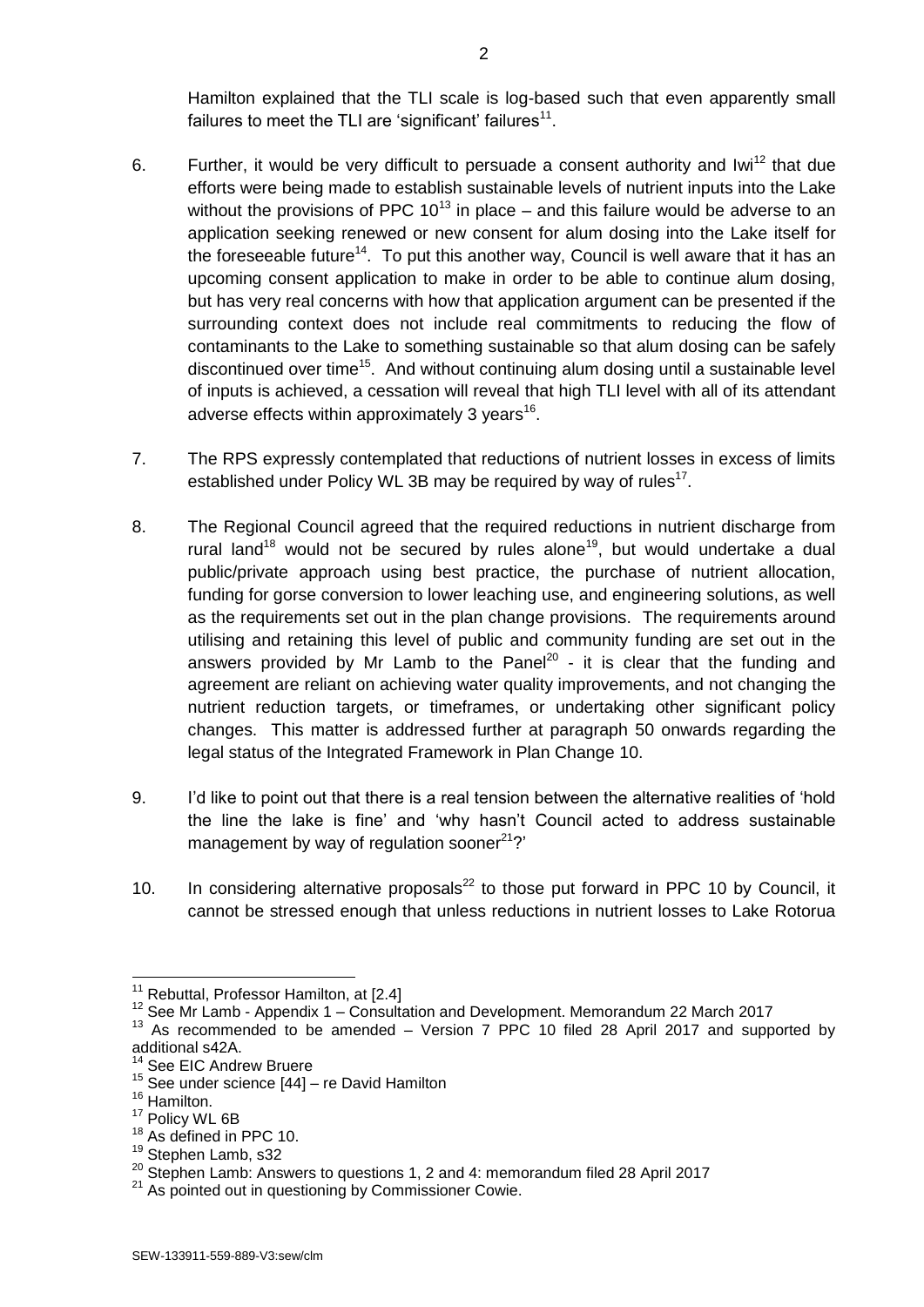Hamilton explained that the TLI scale is log-based such that even apparently small failures to meet the TLI are 'significant' failures[11].

6. Further, it would be very difficult to persuade a consent authority and Iwi[12] that due efforts were being made to establish sustainable levels of nutrient inputs into the Lake without the provisions of PPC 10[13] in place – and this failure would be adverse to an application seeking renewed or new consent for alum dosing into the Lake itself for the foreseeable future[14]. To put this another way, Council is well aware that it has an upcoming consent application to make in order to be able to continue alum dosing, but has very real concerns with how that application argument can be presented if the surrounding context does not include real commitments to reducing the flow of contaminants to the Lake to something sustainable so that alum dosing can be safely discontinued over time[15]. And without continuing alum dosing until a sustainable level of inputs is achieved, a cessation will reveal that high TLI level with all of its attendant adverse effects within approximately 3 years[16].

7. The RPS expressly contemplated that reductions of nutrient losses in excess of limits established under Policy WL 3B may be required by way of rules[17].

8. The Regional Council agreed that the required reductions in nutrient discharge from rural land[18] would not be secured by rules alone[19], but would undertake a dual public/private approach using best practice, the purchase of nutrient allocation, funding for gorse conversion to lower leaching use, and engineering solutions, as well as the requirements set out in the plan change provisions. The requirements around utilising and retaining this level of public and community funding are set out in the answers provided by Mr Lamb to the Panel[20] - it is clear that the funding and agreement are reliant on achieving water quality improvements, and not changing the nutrient reduction targets, or timeframes, or undertaking other significant policy changes. This matter is addressed further at paragraph 50 onwards regarding the legal status of the Integrated Framework in Plan Change 10.

9. I'd like to point out that there is a real tension between the alternative realities of 'hold the line the lake is fine' and 'why hasn't Council acted to address sustainable management by way of regulation sooner[21]?'

10. In considering alternative proposals[22] to those put forward in PPC 10 by Council, it cannot be stressed enough that unless reductions in nutrient losses to Lake Rotorua

---

[11] Rebuttal, Professor Hamilton, at [2.4]

[12] See Mr Lamb - Appendix 1 – Consultation and Development. Memorandum 22 March 2017

[13] As recommended to be amended – Version 7 PPC 10 filed 28 April 2017 and supported by additional s42A.

[14] See EIC Andrew Bruere

[15] See under science [44] – re David Hamilton

[16] Hamilton.

[17] Policy WL 6B

[18] As defined in PPC 10.

[19] Stephen Lamb, s32

[20] Stephen Lamb: Answers to questions 1, 2 and 4: memorandum filed 28 April 2017

[21] As pointed out in questioning by Commissioner Cowie.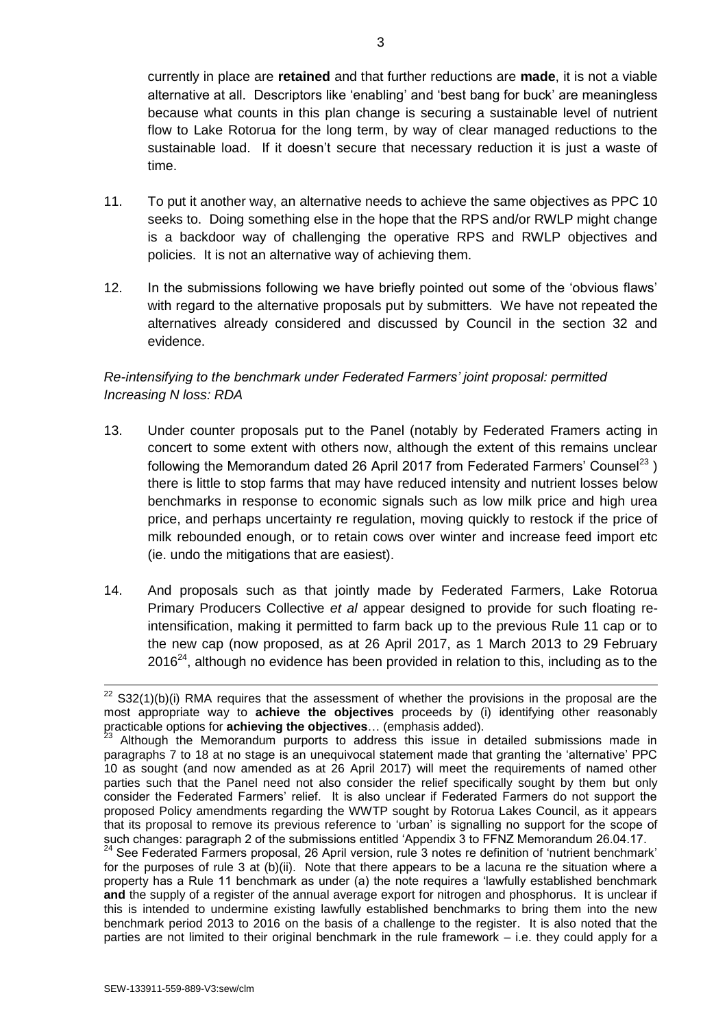currently in place are **retained** and that further reductions are **made**, it is not a viable alternative at all. Descriptors like 'enabling' and 'best bang for buck' are meaningless because what counts in this plan change is securing a sustainable level of nutrient flow to Lake Rotorua for the long term, by way of clear managed reductions to the sustainable load. If it doesn't secure that necessary reduction it is just a waste of time.

11. To put it another way, an alternative needs to achieve the same objectives as PPC 10 seeks to. Doing something else in the hope that the RPS and/or RWLP might change is a backdoor way of challenging the operative RPS and RWLP objectives and policies. It is not an alternative way of achieving them.

12. In the submissions following we have briefly pointed out some of the 'obvious flaws' with regard to the alternative proposals put by submitters. We have not repeated the alternatives already considered and discussed by Council in the section 32 and evidence.

*Re-intensifying to the benchmark under Federated Farmers' joint proposal: permitted Increasing N loss: RDA*

13. Under counter proposals put to the Panel (notably by Federated Framers acting in concert to some extent with others now, although the extent of this remains unclear following the Memorandum dated 26 April 2017 from Federated Farmers' Counsel[23] ) there is little to stop farms that may have reduced intensity and nutrient losses below benchmarks in response to economic signals such as low milk price and high urea price, and perhaps uncertainty re regulation, moving quickly to restock if the price of milk rebounded enough, or to retain cows over winter and increase feed import etc (ie. undo the mitigations that are easiest).

14. And proposals such as that jointly made by Federated Farmers, Lake Rotorua Primary Producers Collective *et al* appear designed to provide for such floating re-intensification, making it permitted to farm back up to the previous Rule 11 cap or to the new cap (now proposed, as at 26 April 2017, as 1 March 2013 to 29 February 2016[24], although no evidence has been provided in relation to this, including as to the

---

[22] S32(1)(b)(i) RMA requires that the assessment of whether the provisions in the proposal are the most appropriate way to **achieve the objectives** proceeds by (i) identifying other reasonably practicable options for **achieving the objectives**… (emphasis added).

[23] Although the Memorandum purports to address this issue in detailed submissions made in paragraphs 7 to 18 at no stage is an unequivocal statement made that granting the 'alternative' PPC 10 as sought (and now amended as at 26 April 2017) will meet the requirements of named other parties such that the Panel need not also consider the relief specifically sought by them but only consider the Federated Farmers' relief. It is also unclear if Federated Farmers do not support the proposed Policy amendments regarding the WWTP sought by Rotorua Lakes Council, as it appears that its proposal to remove its previous reference to 'urban' is signalling no support for the scope of such changes: paragraph 2 of the submissions entitled 'Appendix 3 to FFNZ Memorandum 26.04.17.

[24] See Federated Farmers proposal, 26 April version, rule 3 notes re definition of 'nutrient benchmark' for the purposes of rule 3 at (b)(ii). Note that there appears to be a lacuna re the situation where a property has a Rule 11 benchmark as under (a) the note requires a 'lawfully established benchmark **and** the supply of a register of the annual average export for nitrogen and phosphorus. It is unclear if this is intended to undermine existing lawfully established benchmarks to bring them into the new benchmark period 2013 to 2016 on the basis of a challenge to the register. It is also noted that the parties are not limited to their original benchmark in the rule framework – i.e. they could apply for a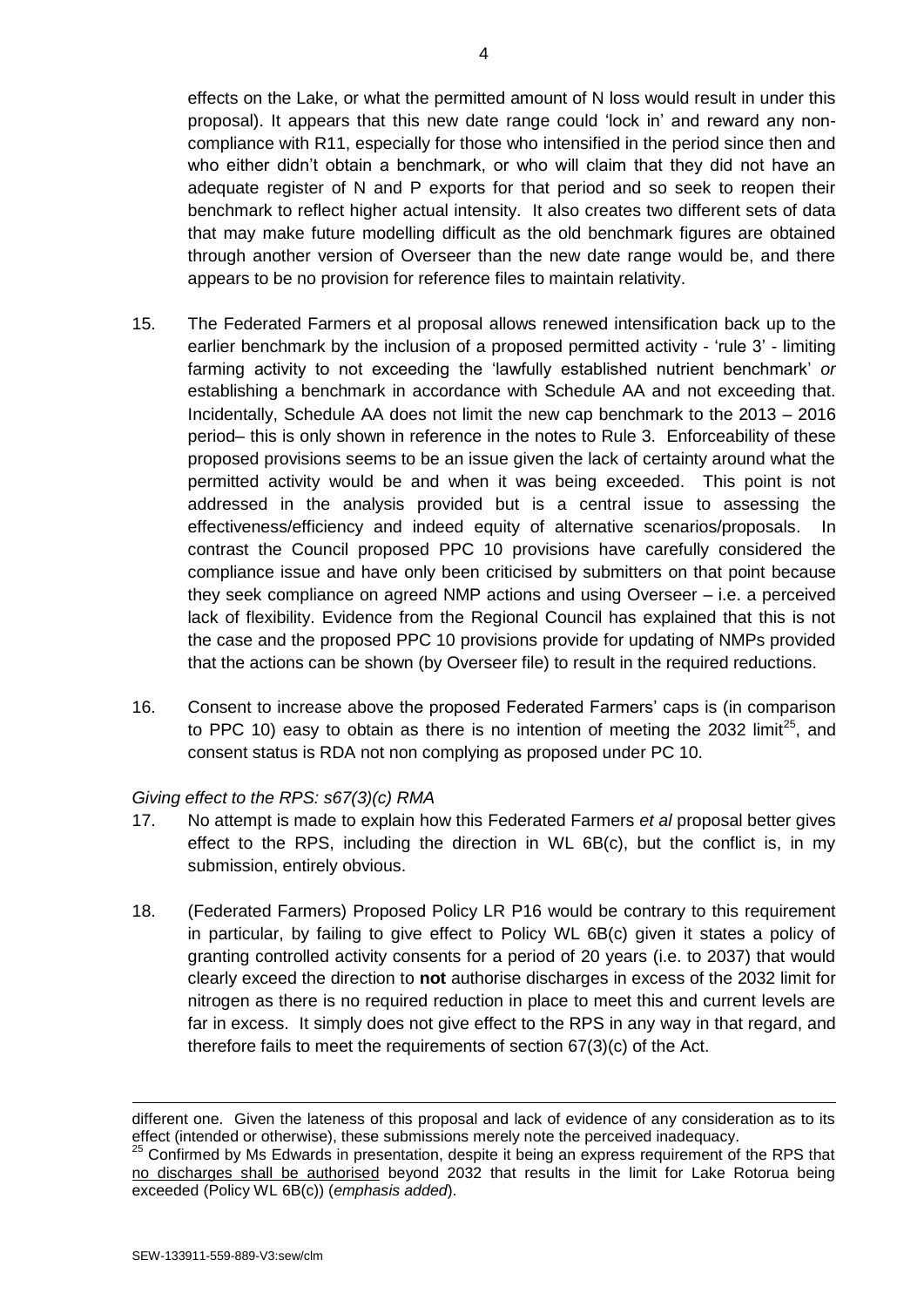effects on the Lake, or what the permitted amount of N loss would result in under this proposal). It appears that this new date range could 'lock in' and reward any non-compliance with R11, especially for those who intensified in the period since then and who either didn't obtain a benchmark, or who will claim that they did not have an adequate register of N and P exports for that period and so seek to reopen their benchmark to reflect higher actual intensity. It also creates two different sets of data that may make future modelling difficult as the old benchmark figures are obtained through another version of Overseer than the new date range would be, and there appears to be no provision for reference files to maintain relativity.

15. The Federated Farmers et al proposal allows renewed intensification back up to the earlier benchmark by the inclusion of a proposed permitted activity - 'rule 3' - limiting farming activity to not exceeding the 'lawfully established nutrient benchmark' *or* establishing a benchmark in accordance with Schedule AA and not exceeding that. Incidentally, Schedule AA does not limit the new cap benchmark to the 2013 – 2016 period– this is only shown in reference in the notes to Rule 3. Enforceability of these proposed provisions seems to be an issue given the lack of certainty around what the permitted activity would be and when it was being exceeded. This point is not addressed in the analysis provided but is a central issue to assessing the effectiveness/efficiency and indeed equity of alternative scenarios/proposals. In contrast the Council proposed PPC 10 provisions have carefully considered the compliance issue and have only been criticised by submitters on that point because they seek compliance on agreed NMP actions and using Overseer – i.e. a perceived lack of flexibility. Evidence from the Regional Council has explained that this is not the case and the proposed PPC 10 provisions provide for updating of NMPs provided that the actions can be shown (by Overseer file) to result in the required reductions.

16. Consent to increase above the proposed Federated Farmers' caps is (in comparison to PPC 10) easy to obtain as there is no intention of meeting the 2032 limit[25], and consent status is RDA not non complying as proposed under PC 10.

*Giving effect to the RPS: s67(3)(c) RMA*

17. No attempt is made to explain how this Federated Farmers *et al* proposal better gives effect to the RPS, including the direction in WL 6B(c), but the conflict is, in my submission, entirely obvious.

18. (Federated Farmers) Proposed Policy LR P16 would be contrary to this requirement in particular, by failing to give effect to Policy WL 6B(c) given it states a policy of granting controlled activity consents for a period of 20 years (i.e. to 2037) that would clearly exceed the direction to **not** authorise discharges in excess of the 2032 limit for nitrogen as there is no required reduction in place to meet this and current levels are far in excess. It simply does not give effect to the RPS in any way in that regard, and therefore fails to meet the requirements of section 67(3)(c) of the Act.

---

different one. Given the lateness of this proposal and lack of evidence of any consideration as to its effect (intended or otherwise), these submissions merely note the perceived inadequacy.

[25] Confirmed by Ms Edwards in presentation, despite it being an express requirement of the RPS that no discharges shall be authorised beyond 2032 that results in the limit for Lake Rotorua being exceeded (Policy WL 6B(c)) (*emphasis added*).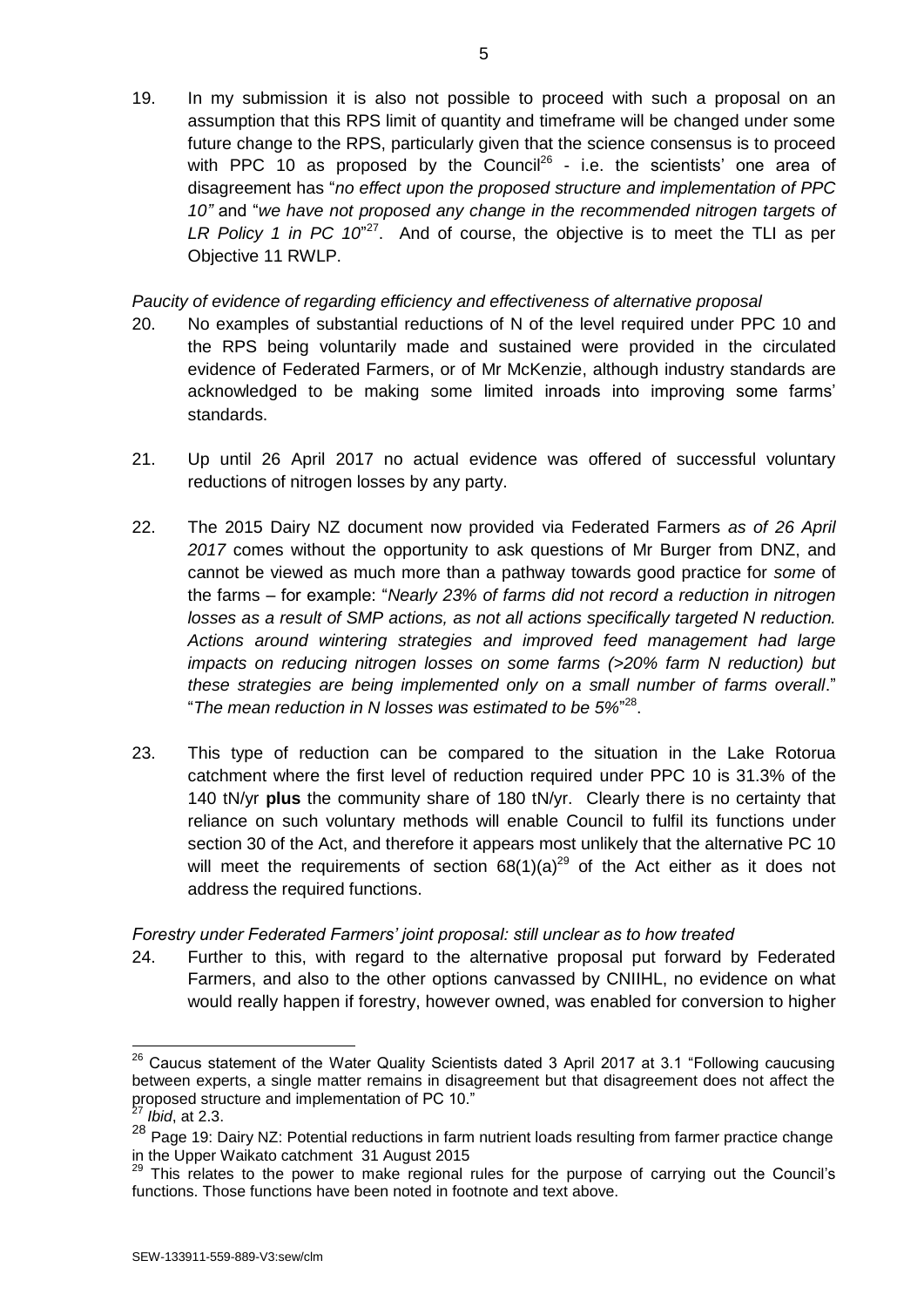19. In my submission it is also not possible to proceed with such a proposal on an assumption that this RPS limit of quantity and timeframe will be changed under some future change to the RPS, particularly given that the science consensus is to proceed with PPC 10 as proposed by the Council[26] - i.e. the scientists' one area of disagreement has "*no effect upon the proposed structure and implementation of PPC 10"* and "*we have not proposed any change in the recommended nitrogen targets of LR Policy 1 in PC 10*"[27]. And of course, the objective is to meet the TLI as per Objective 11 RWLP.

*Paucity of evidence of regarding efficiency and effectiveness of alternative proposal*

20. No examples of substantial reductions of N of the level required under PPC 10 and the RPS being voluntarily made and sustained were provided in the circulated evidence of Federated Farmers, or of Mr McKenzie, although industry standards are acknowledged to be making some limited inroads into improving some farms' standards.

21. Up until 26 April 2017 no actual evidence was offered of successful voluntary reductions of nitrogen losses by any party.

22. The 2015 Dairy NZ document now provided via Federated Farmers *as of 26 April 2017* comes without the opportunity to ask questions of Mr Burger from DNZ, and cannot be viewed as much more than a pathway towards good practice for *some* of the farms – for example: "*Nearly 23% of farms did not record a reduction in nitrogen losses as a result of SMP actions, as not all actions specifically targeted N reduction. Actions around wintering strategies and improved feed management had large impacts on reducing nitrogen losses on some farms (>20% farm N reduction) but these strategies are being implemented only on a small number of farms overall*." "*The mean reduction in N losses was estimated to be 5%*"[28].

23. This type of reduction can be compared to the situation in the Lake Rotorua catchment where the first level of reduction required under PPC 10 is 31.3% of the 140 tN/yr **plus** the community share of 180 tN/yr. Clearly there is no certainty that reliance on such voluntary methods will enable Council to fulfil its functions under section 30 of the Act, and therefore it appears most unlikely that the alternative PC 10 will meet the requirements of section 68(1)(a)[29] of the Act either as it does not address the required functions.

*Forestry under Federated Farmers' joint proposal: still unclear as to how treated*

24. Further to this, with regard to the alternative proposal put forward by Federated Farmers, and also to the other options canvassed by CNIIHL, no evidence on what would really happen if forestry, however owned, was enabled for conversion to higher

---

[26] Caucus statement of the Water Quality Scientists dated 3 April 2017 at 3.1 "Following caucusing between experts, a single matter remains in disagreement but that disagreement does not affect the proposed structure and implementation of PC 10."

[27] *Ibid*, at 2.3.

[28] Page 19: Dairy NZ: Potential reductions in farm nutrient loads resulting from farmer practice change in the Upper Waikato catchment 31 August 2015

[29] This relates to the power to make regional rules for the purpose of carrying out the Council's functions. Those functions have been noted in footnote and text above.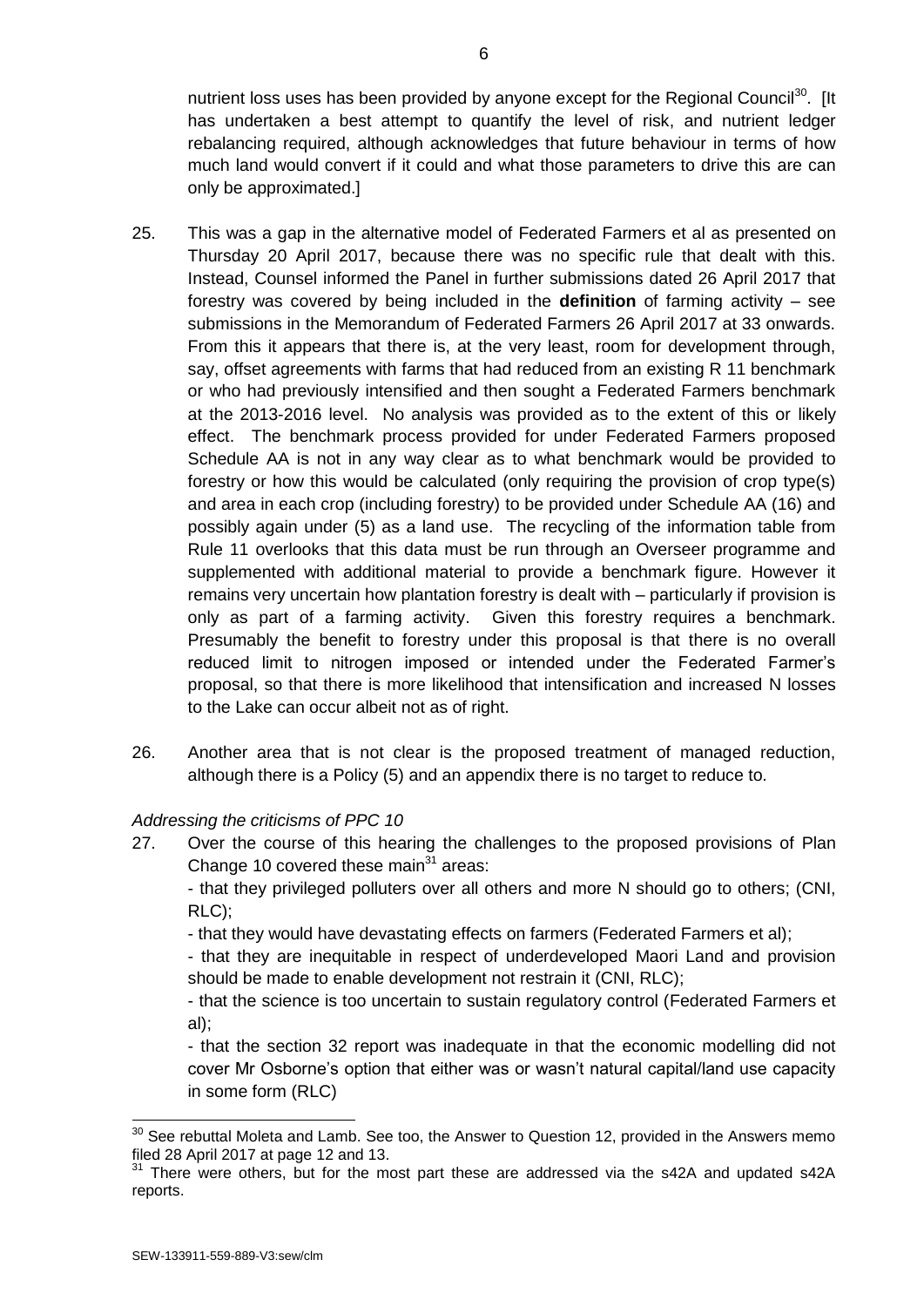nutrient loss uses has been provided by anyone except for the Regional Council[30]. [It has undertaken a best attempt to quantify the level of risk, and nutrient ledger rebalancing required, although acknowledges that future behaviour in terms of how much land would convert if it could and what those parameters to drive this are can only be approximated.]

25. This was a gap in the alternative model of Federated Farmers et al as presented on Thursday 20 April 2017, because there was no specific rule that dealt with this. Instead, Counsel informed the Panel in further submissions dated 26 April 2017 that forestry was covered by being included in the **definition** of farming activity – see submissions in the Memorandum of Federated Farmers 26 April 2017 at 33 onwards. From this it appears that there is, at the very least, room for development through, say, offset agreements with farms that had reduced from an existing R 11 benchmark or who had previously intensified and then sought a Federated Farmers benchmark at the 2013-2016 level. No analysis was provided as to the extent of this or likely effect. The benchmark process provided for under Federated Farmers proposed Schedule AA is not in any way clear as to what benchmark would be provided to forestry or how this would be calculated (only requiring the provision of crop type(s) and area in each crop (including forestry) to be provided under Schedule AA (16) and possibly again under (5) as a land use. The recycling of the information table from Rule 11 overlooks that this data must be run through an Overseer programme and supplemented with additional material to provide a benchmark figure. However it remains very uncertain how plantation forestry is dealt with – particularly if provision is only as part of a farming activity. Given this forestry requires a benchmark. Presumably the benefit to forestry under this proposal is that there is no overall reduced limit to nitrogen imposed or intended under the Federated Farmer's proposal, so that there is more likelihood that intensification and increased N losses to the Lake can occur albeit not as of right.

26. Another area that is not clear is the proposed treatment of managed reduction, although there is a Policy (5) and an appendix there is no target to reduce to.

*Addressing the criticisms of PPC 10*

27. Over the course of this hearing the challenges to the proposed provisions of Plan Change 10 covered these main[31] areas:

    - that they privileged polluters over all others and more N should go to others; (CNI, RLC);

    - that they would have devastating effects on farmers (Federated Farmers et al);

    - that they are inequitable in respect of underdeveloped Maori Land and provision should be made to enable development not restrain it (CNI, RLC);

    - that the science is too uncertain to sustain regulatory control (Federated Farmers et al);

    - that the section 32 report was inadequate in that the economic modelling did not cover Mr Osborne's option that either was or wasn't natural capital/land use capacity in some form (RLC)

---

[30] See rebuttal Moleta and Lamb. See too, the Answer to Question 12, provided in the Answers memo filed 28 April 2017 at page 12 and 13.

[31] There were others, but for the most part these are addressed via the s42A and updated s42A reports.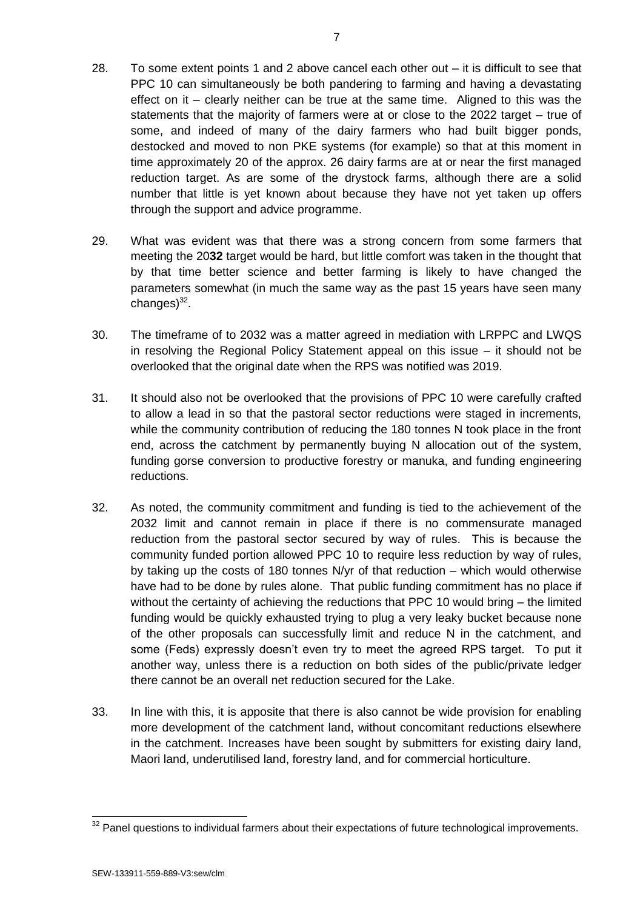28. To some extent points 1 and 2 above cancel each other out – it is difficult to see that PPC 10 can simultaneously be both pandering to farming and having a devastating effect on it – clearly neither can be true at the same time. Aligned to this was the statements that the majority of farmers were at or close to the 2022 target – true of some, and indeed of many of the dairy farmers who had built bigger ponds, destocked and moved to non PKE systems (for example) so that at this moment in time approximately 20 of the approx. 26 dairy farms are at or near the first managed reduction target. As are some of the drystock farms, although there are a solid number that little is yet known about because they have not yet taken up offers through the support and advice programme.

29. What was evident was that there was a strong concern from some farmers that meeting the 20**32** target would be hard, but little comfort was taken in the thought that by that time better science and better farming is likely to have changed the parameters somewhat (in much the same way as the past 15 years have seen many changes)[32].

30. The timeframe of to 2032 was a matter agreed in mediation with LRPPC and LWQS in resolving the Regional Policy Statement appeal on this issue – it should not be overlooked that the original date when the RPS was notified was 2019.

31. It should also not be overlooked that the provisions of PPC 10 were carefully crafted to allow a lead in so that the pastoral sector reductions were staged in increments, while the community contribution of reducing the 180 tonnes N took place in the front end, across the catchment by permanently buying N allocation out of the system, funding gorse conversion to productive forestry or manuka, and funding engineering reductions.

32. As noted, the community commitment and funding is tied to the achievement of the 2032 limit and cannot remain in place if there is no commensurate managed reduction from the pastoral sector secured by way of rules. This is because the community funded portion allowed PPC 10 to require less reduction by way of rules, by taking up the costs of 180 tonnes N/yr of that reduction – which would otherwise have had to be done by rules alone. That public funding commitment has no place if without the certainty of achieving the reductions that PPC 10 would bring – the limited funding would be quickly exhausted trying to plug a very leaky bucket because none of the other proposals can successfully limit and reduce N in the catchment, and some (Feds) expressly doesn't even try to meet the agreed RPS target. To put it another way, unless there is a reduction on both sides of the public/private ledger there cannot be an overall net reduction secured for the Lake.

33. In line with this, it is apposite that there is also cannot be wide provision for enabling more development of the catchment land, without concomitant reductions elsewhere in the catchment. Increases have been sought by submitters for existing dairy land, Maori land, underutilised land, forestry land, and for commercial horticulture.

---

[32] Panel questions to individual farmers about their expectations of future technological improvements.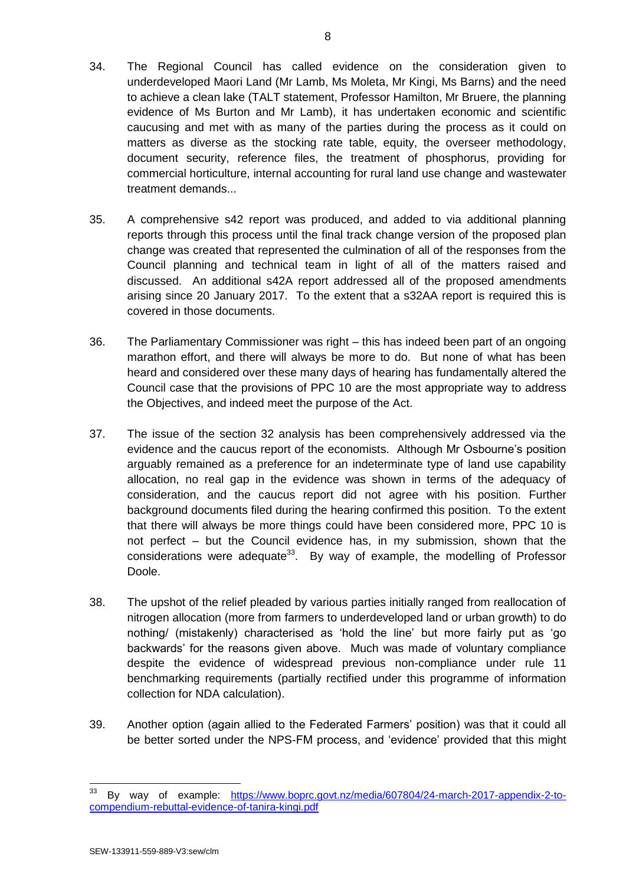34. The Regional Council has called evidence on the consideration given to underdeveloped Maori Land (Mr Lamb, Ms Moleta, Mr Kingi, Ms Barns) and the need to achieve a clean lake (TALT statement, Professor Hamilton, Mr Bruere, the planning evidence of Ms Burton and Mr Lamb), it has undertaken economic and scientific caucusing and met with as many of the parties during the process as it could on matters as diverse as the stocking rate table, equity, the overseer methodology, document security, reference files, the treatment of phosphorus, providing for commercial horticulture, internal accounting for rural land use change and wastewater treatment demands...

35. A comprehensive s42 report was produced, and added to via additional planning reports through this process until the final track change version of the proposed plan change was created that represented the culmination of all of the responses from the Council planning and technical team in light of all of the matters raised and discussed. An additional s42A report addressed all of the proposed amendments arising since 20 January 2017. To the extent that a s32AA report is required this is covered in those documents.

36. The Parliamentary Commissioner was right – this has indeed been part of an ongoing marathon effort, and there will always be more to do. But none of what has been heard and considered over these many days of hearing has fundamentally altered the Council case that the provisions of PPC 10 are the most appropriate way to address the Objectives, and indeed meet the purpose of the Act.

37. The issue of the section 32 analysis has been comprehensively addressed via the evidence and the caucus report of the economists. Although Mr Osbourne's position arguably remained as a preference for an indeterminate type of land use capability allocation, no real gap in the evidence was shown in terms of the adequacy of consideration, and the caucus report did not agree with his position. Further background documents filed during the hearing confirmed this position. To the extent that there will always be more things could have been considered more, PPC 10 is not perfect – but the Council evidence has, in my submission, shown that the considerations were adequate[33]. By way of example, the modelling of Professor Doole.

38. The upshot of the relief pleaded by various parties initially ranged from reallocation of nitrogen allocation (more from farmers to underdeveloped land or urban growth) to do nothing/ (mistakenly) characterised as 'hold the line' but more fairly put as 'go backwards' for the reasons given above. Much was made of voluntary compliance despite the evidence of widespread previous non-compliance under rule 11 benchmarking requirements (partially rectified under this programme of information collection for NDA calculation).

39. Another option (again allied to the Federated Farmers' position) was that it could all be better sorted under the NPS-FM process, and 'evidence' provided that this might

---

[33] By way of example: https://www.boprc.govt.nz/media/607804/24-march-2017-appendix-2-to-compendium-rebuttal-evidence-of-tanira-kingi.pdf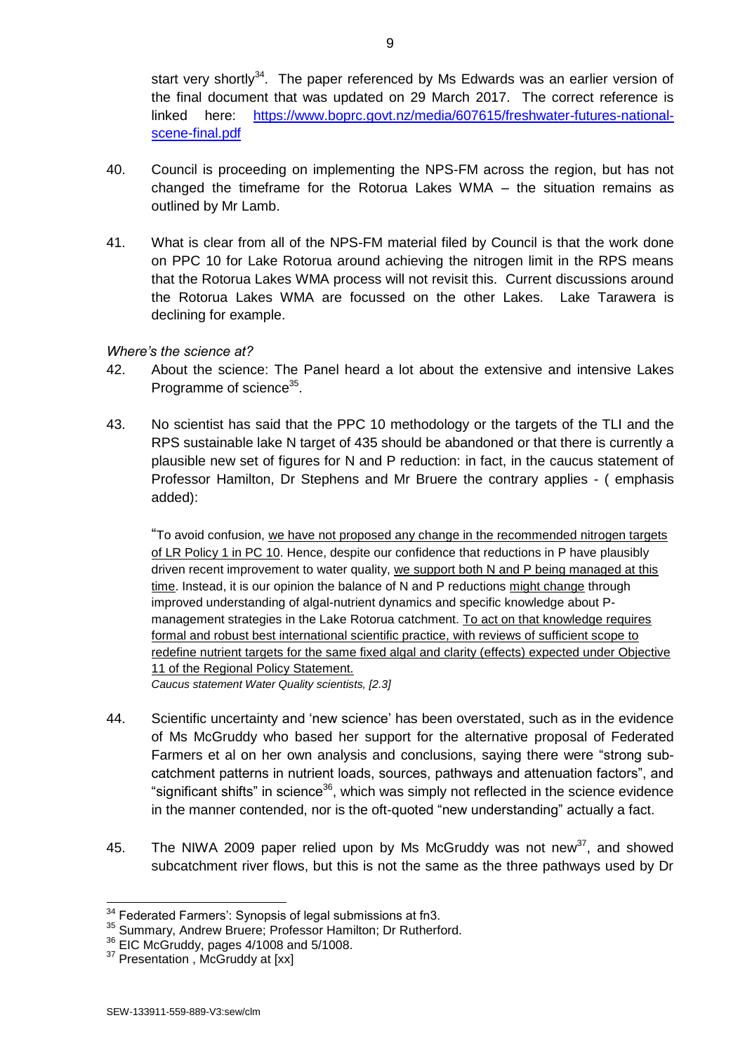start very shortly[34]. The paper referenced by Ms Edwards was an earlier version of the final document that was updated on 29 March 2017. The correct reference is linked here: [https://www.boprc.govt.nz/media/607615/freshwater-futures-national-scene-final.pdf](https://www.boprc.govt.nz/media/607615/freshwater-futures-national-scene-final.pdf)

40. Council is proceeding on implementing the NPS-FM across the region, but has not changed the timeframe for the Rotorua Lakes WMA – the situation remains as outlined by Mr Lamb.

41. What is clear from all of the NPS-FM material filed by Council is that the work done on PPC 10 for Lake Rotorua around achieving the nitrogen limit in the RPS means that the Rotorua Lakes WMA process will not revisit this. Current discussions around the Rotorua Lakes WMA are focussed on the other Lakes. Lake Tarawera is declining for example.

*Where's the science at?*

42. About the science: The Panel heard a lot about the extensive and intensive Lakes Programme of science[35].

43. No scientist has said that the PPC 10 methodology or the targets of the TLI and the RPS sustainable lake N target of 435 should be abandoned or that there is currently a plausible new set of figures for N and P reduction: in fact, in the caucus statement of Professor Hamilton, Dr Stephens and Mr Bruere the contrary applies - ( emphasis added):

> "To avoid confusion, <u>we have not proposed any change in the recommended nitrogen targets of LR Policy 1 in PC 10</u>. Hence, despite our confidence that reductions in P have plausibly driven recent improvement to water quality, <u>we support both N and P being managed at this time</u>. Instead, it is our opinion the balance of N and P reductions <u>might change</u> through improved understanding of algal-nutrient dynamics and specific knowledge about P-management strategies in the Lake Rotorua catchment. <u>To act on that knowledge requires formal and robust best international scientific practice, with reviews of sufficient scope to redefine nutrient targets for the same fixed algal and clarity (effects) expected under Objective 11 of the Regional Policy Statement.</u>
>
> *Caucus statement Water Quality scientists, [2.3]*

44. Scientific uncertainty and 'new science' has been overstated, such as in the evidence of Ms McGruddy who based her support for the alternative proposal of Federated Farmers et al on her own analysis and conclusions, saying there were "strong sub-catchment patterns in nutrient loads, sources, pathways and attenuation factors", and "significant shifts" in science[36], which was simply not reflected in the science evidence in the manner contended, nor is the oft-quoted "new understanding" actually a fact.

45. The NIWA 2009 paper relied upon by Ms McGruddy was not new[37], and showed subcatchment river flows, but this is not the same as the three pathways used by Dr

---

[34] Federated Farmers': Synopsis of legal submissions at fn3.

[35] Summary, Andrew Bruere; Professor Hamilton; Dr Rutherford.

[36] EIC McGruddy, pages 4/1008 and 5/1008.

[37] Presentation , McGruddy at [xx]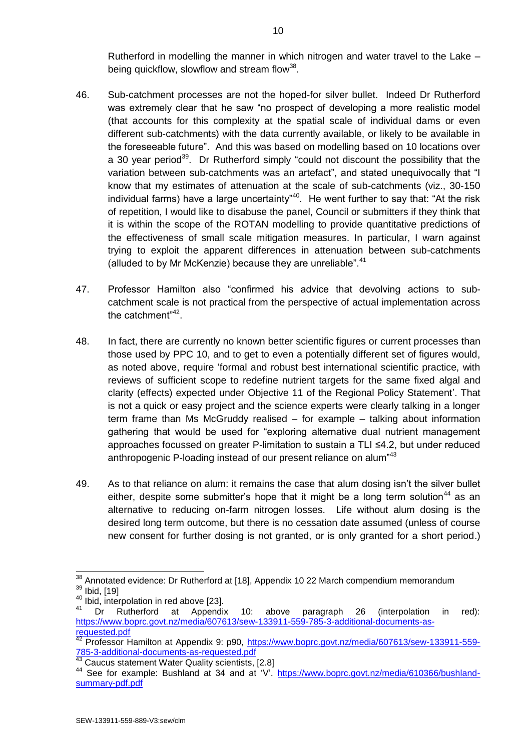Rutherford in modelling the manner in which nitrogen and water travel to the Lake – being quickflow, slowflow and stream flow[38].

46. Sub-catchment processes are not the hoped-for silver bullet. Indeed Dr Rutherford was extremely clear that he saw "no prospect of developing a more realistic model (that accounts for this complexity at the spatial scale of individual dams or even different sub-catchments) with the data currently available, or likely to be available in the foreseeable future". And this was based on modelling based on 10 locations over a 30 year period[39]. Dr Rutherford simply "could not discount the possibility that the variation between sub-catchments was an artefact", and stated unequivocally that "I know that my estimates of attenuation at the scale of sub-catchments (viz., 30-150 individual farms) have a large uncertainty"[40]. He went further to say that: "At the risk of repetition, I would like to disabuse the panel, Council or submitters if they think that it is within the scope of the ROTAN modelling to provide quantitative predictions of the effectiveness of small scale mitigation measures. In particular, I warn against trying to exploit the apparent differences in attenuation between sub-catchments (alluded to by Mr McKenzie) because they are unreliable".[41]

47. Professor Hamilton also "confirmed his advice that devolving actions to sub-catchment scale is not practical from the perspective of actual implementation across the catchment"[42].

48. In fact, there are currently no known better scientific figures or current processes than those used by PPC 10, and to get to even a potentially different set of figures would, as noted above, require 'formal and robust best international scientific practice, with reviews of sufficient scope to redefine nutrient targets for the same fixed algal and clarity (effects) expected under Objective 11 of the Regional Policy Statement'. That is not a quick or easy project and the science experts were clearly talking in a longer term frame than Ms McGruddy realised – for example – talking about information gathering that would be used for "exploring alternative dual nutrient management approaches focussed on greater P-limitation to sustain a TLI ≤4.2, but under reduced anthropogenic P-loading instead of our present reliance on alum"[43]

49. As to that reliance on alum: it remains the case that alum dosing isn't the silver bullet either, despite some submitter's hope that it might be a long term solution[44] as an alternative to reducing on-farm nitrogen losses. Life without alum dosing is the desired long term outcome, but there is no cessation date assumed (unless of course new consent for further dosing is not granted, or is only granted for a short period.)

---

[38] Annotated evidence: Dr Rutherford at [18], Appendix 10 22 March compendium memorandum

[39] Ibid, [19]

[40] Ibid, interpolation in red above [23].

[41] Dr Rutherford at Appendix 10: above paragraph 26 (interpolation in red): https://www.boprc.govt.nz/media/607613/sew-133911-559-785-3-additional-documents-as-requested.pdf

[42] Professor Hamilton at Appendix 9: p90, https://www.boprc.govt.nz/media/607613/sew-133911-559-785-3-additional-documents-as-requested.pdf

[43] Caucus statement Water Quality scientists, [2.8]

[44] See for example: Bushland at 34 and at 'V'. https://www.boprc.govt.nz/media/610366/bushland-summary-pdf.pdf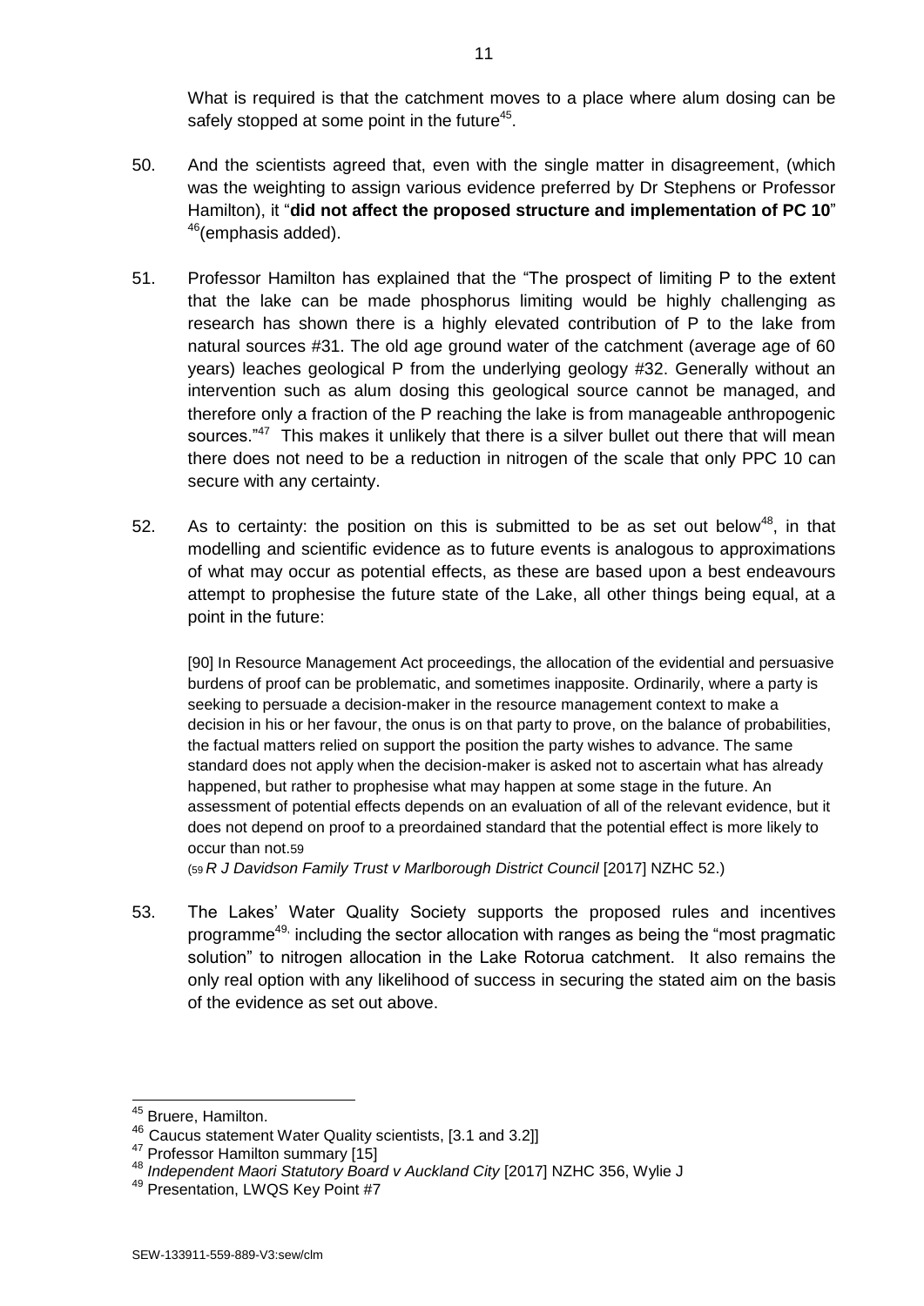What is required is that the catchment moves to a place where alum dosing can be safely stopped at some point in the future[45].

50. And the scientists agreed that, even with the single matter in disagreement, (which was the weighting to assign various evidence preferred by Dr Stephens or Professor Hamilton), it "**did not affect the proposed structure and implementation of PC 10**" [46](emphasis added).

51. Professor Hamilton has explained that the "The prospect of limiting P to the extent that the lake can be made phosphorus limiting would be highly challenging as research has shown there is a highly elevated contribution of P to the lake from natural sources #31. The old age ground water of the catchment (average age of 60 years) leaches geological P from the underlying geology #32. Generally without an intervention such as alum dosing this geological source cannot be managed, and therefore only a fraction of the P reaching the lake is from manageable anthropogenic sources."[47] This makes it unlikely that there is a silver bullet out there that will mean there does not need to be a reduction in nitrogen of the scale that only PPC 10 can secure with any certainty.

52. As to certainty: the position on this is submitted to be as set out below[48], in that modelling and scientific evidence as to future events is analogous to approximations of what may occur as potential effects, as these are based upon a best endeavours attempt to prophesise the future state of the Lake, all other things being equal, at a point in the future:

> [90] In Resource Management Act proceedings, the allocation of the evidential and persuasive burdens of proof can be problematic, and sometimes inapposite. Ordinarily, where a party is seeking to persuade a decision-maker in the resource management context to make a decision in his or her favour, the onus is on that party to prove, on the balance of probabilities, the factual matters relied on support the position the party wishes to advance. The same standard does not apply when the decision-maker is asked not to ascertain what has already happened, but rather to prophesise what may happen at some stage in the future. An assessment of potential effects depends on an evaluation of all of the relevant evidence, but it does not depend on proof to a preordained standard that the potential effect is more likely to occur than not.59
>
> (59 *R J Davidson Family Trust v Marlborough District Council* [2017] NZHC 52.)

53. The Lakes' Water Quality Society supports the proposed rules and incentives programme[49], including the sector allocation with ranges as being the "most pragmatic solution" to nitrogen allocation in the Lake Rotorua catchment. It also remains the only real option with any likelihood of success in securing the stated aim on the basis of the evidence as set out above.

---

[45] Bruere, Hamilton.

[46] Caucus statement Water Quality scientists, [3.1 and 3.2]]

[47] Professor Hamilton summary [15]

[48] *Independent Maori Statutory Board v Auckland City* [2017] NZHC 356, Wylie J

[49] Presentation, LWQS Key Point #7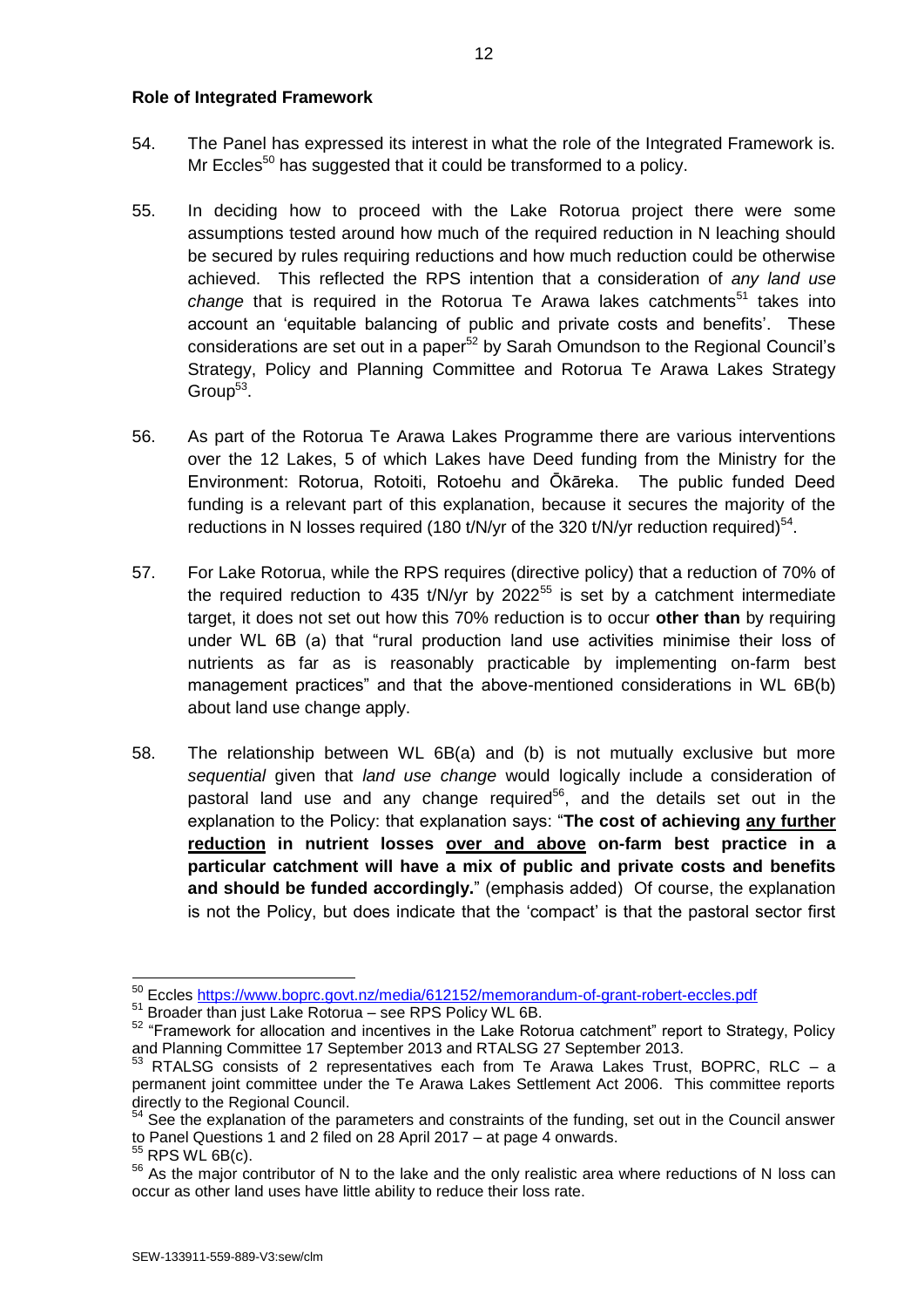## Role of Integrated Framework

54. The Panel has expressed its interest in what the role of the Integrated Framework is. Mr Eccles[50] has suggested that it could be transformed to a policy.

55. In deciding how to proceed with the Lake Rotorua project there were some assumptions tested around how much of the required reduction in N leaching should be secured by rules requiring reductions and how much reduction could be otherwise achieved. This reflected the RPS intention that a consideration of *any land use change* that is required in the Rotorua Te Arawa lakes catchments[51] takes into account an 'equitable balancing of public and private costs and benefits'. These considerations are set out in a paper[52] by Sarah Omundson to the Regional Council's Strategy, Policy and Planning Committee and Rotorua Te Arawa Lakes Strategy Group[53].

56. As part of the Rotorua Te Arawa Lakes Programme there are various interventions over the 12 Lakes, 5 of which Lakes have Deed funding from the Ministry for the Environment: Rotorua, Rotoiti, Rotoehu and Ōkāreka. The public funded Deed funding is a relevant part of this explanation, because it secures the majority of the reductions in N losses required (180 t/N/yr of the 320 t/N/yr reduction required)[54].

57. For Lake Rotorua, while the RPS requires (directive policy) that a reduction of 70% of the required reduction to 435 t/N/yr by 2022[55] is set by a catchment intermediate target, it does not set out how this 70% reduction is to occur **other than** by requiring under WL 6B (a) that "rural production land use activities minimise their loss of nutrients as far as is reasonably practicable by implementing on-farm best management practices" and that the above-mentioned considerations in WL 6B(b) about land use change apply.

58. The relationship between WL 6B(a) and (b) is not mutually exclusive but more *sequential* given that *land use change* would logically include a consideration of pastoral land use and any change required[56], and the details set out in the explanation to the Policy: that explanation says: "**The cost of achieving <u>any further reduction</u> in nutrient losses <u>over and above</u> on-farm best practice in a particular catchment will have a mix of public and private costs and benefits and should be funded accordingly.**" (emphasis added) Of course, the explanation is not the Policy, but does indicate that the 'compact' is that the pastoral sector first

---

[50] Eccles https://www.boprc.govt.nz/media/612152/memorandum-of-grant-robert-eccles.pdf

[51] Broader than just Lake Rotorua – see RPS Policy WL 6B.

[52] "Framework for allocation and incentives in the Lake Rotorua catchment" report to Strategy, Policy and Planning Committee 17 September 2013 and RTALSG 27 September 2013.

[53] RTALSG consists of 2 representatives each from Te Arawa Lakes Trust, BOPRC, RLC – a permanent joint committee under the Te Arawa Lakes Settlement Act 2006. This committee reports directly to the Regional Council.

[54] See the explanation of the parameters and constraints of the funding, set out in the Council answer to Panel Questions 1 and 2 filed on 28 April 2017 – at page 4 onwards.

[55] RPS WL 6B(c).

[56] As the major contributor of N to the lake and the only realistic area where reductions of N loss can occur as other land uses have little ability to reduce their loss rate.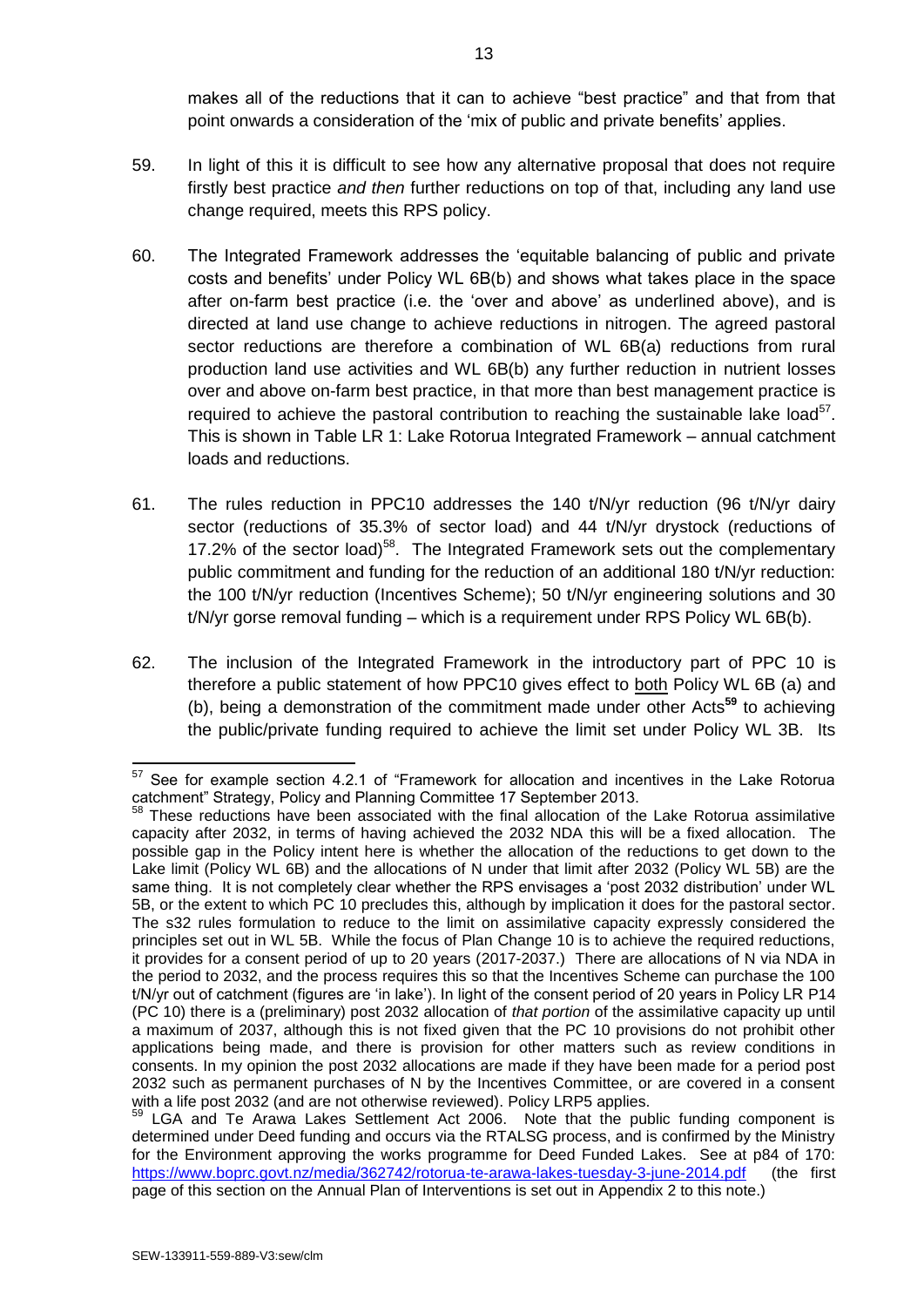makes all of the reductions that it can to achieve "best practice" and that from that point onwards a consideration of the 'mix of public and private benefits' applies.

59. In light of this it is difficult to see how any alternative proposal that does not require firstly best practice *and then* further reductions on top of that, including any land use change required, meets this RPS policy.

60. The Integrated Framework addresses the 'equitable balancing of public and private costs and benefits' under Policy WL 6B(b) and shows what takes place in the space after on-farm best practice (i.e. the 'over and above' as underlined above), and is directed at land use change to achieve reductions in nitrogen. The agreed pastoral sector reductions are therefore a combination of WL 6B(a) reductions from rural production land use activities and WL 6B(b) any further reduction in nutrient losses over and above on-farm best practice, in that more than best management practice is required to achieve the pastoral contribution to reaching the sustainable lake load[57]. This is shown in Table LR 1: Lake Rotorua Integrated Framework – annual catchment loads and reductions.

61. The rules reduction in PPC10 addresses the 140 t/N/yr reduction (96 t/N/yr dairy sector (reductions of 35.3% of sector load) and 44 t/N/yr drystock (reductions of 17.2% of the sector load)[58]. The Integrated Framework sets out the complementary public commitment and funding for the reduction of an additional 180 t/N/yr reduction: the 100 t/N/yr reduction (Incentives Scheme); 50 t/N/yr engineering solutions and 30 t/N/yr gorse removal funding – which is a requirement under RPS Policy WL 6B(b).

62. The inclusion of the Integrated Framework in the introductory part of PPC 10 is therefore a public statement of how PPC10 gives effect to <u>both</u> Policy WL 6B (a) and (b), being a demonstration of the commitment made under other Acts**[59]** to achieving the public/private funding required to achieve the limit set under Policy WL 3B. Its

---

[57] See for example section 4.2.1 of "Framework for allocation and incentives in the Lake Rotorua catchment" Strategy, Policy and Planning Committee 17 September 2013.

[58] These reductions have been associated with the final allocation of the Lake Rotorua assimilative capacity after 2032, in terms of having achieved the 2032 NDA this will be a fixed allocation. The possible gap in the Policy intent here is whether the allocation of the reductions to get down to the Lake limit (Policy WL 6B) and the allocations of N under that limit after 2032 (Policy WL 5B) are the same thing. It is not completely clear whether the RPS envisages a 'post 2032 distribution' under WL 5B, or the extent to which PC 10 precludes this, although by implication it does for the pastoral sector. The s32 rules formulation to reduce to the limit on assimilative capacity expressly considered the principles set out in WL 5B. While the focus of Plan Change 10 is to achieve the required reductions, it provides for a consent period of up to 20 years (2017-2037.) There are allocations of N via NDA in the period to 2032, and the process requires this so that the Incentives Scheme can purchase the 100 t/N/yr out of catchment (figures are 'in lake'). In light of the consent period of 20 years in Policy LR P14 (PC 10) there is a (preliminary) post 2032 allocation of *that portion* of the assimilative capacity up until a maximum of 2037, although this is not fixed given that the PC 10 provisions do not prohibit other applications being made, and there is provision for other matters such as review conditions in consents. In my opinion the post 2032 allocations are made if they have been made for a period post 2032 such as permanent purchases of N by the Incentives Committee, or are covered in a consent with a life post 2032 (and are not otherwise reviewed). Policy LRP5 applies.

[59] LGA and Te Arawa Lakes Settlement Act 2006. Note that the public funding component is determined under Deed funding and occurs via the RTALSG process, and is confirmed by the Ministry for the Environment approving the works programme for Deed Funded Lakes. See at p84 of 170: https://www.boprc.govt.nz/media/362742/rotorua-te-arawa-lakes-tuesday-3-june-2014.pdf (the first page of this section on the Annual Plan of Interventions is set out in Appendix 2 to this note.)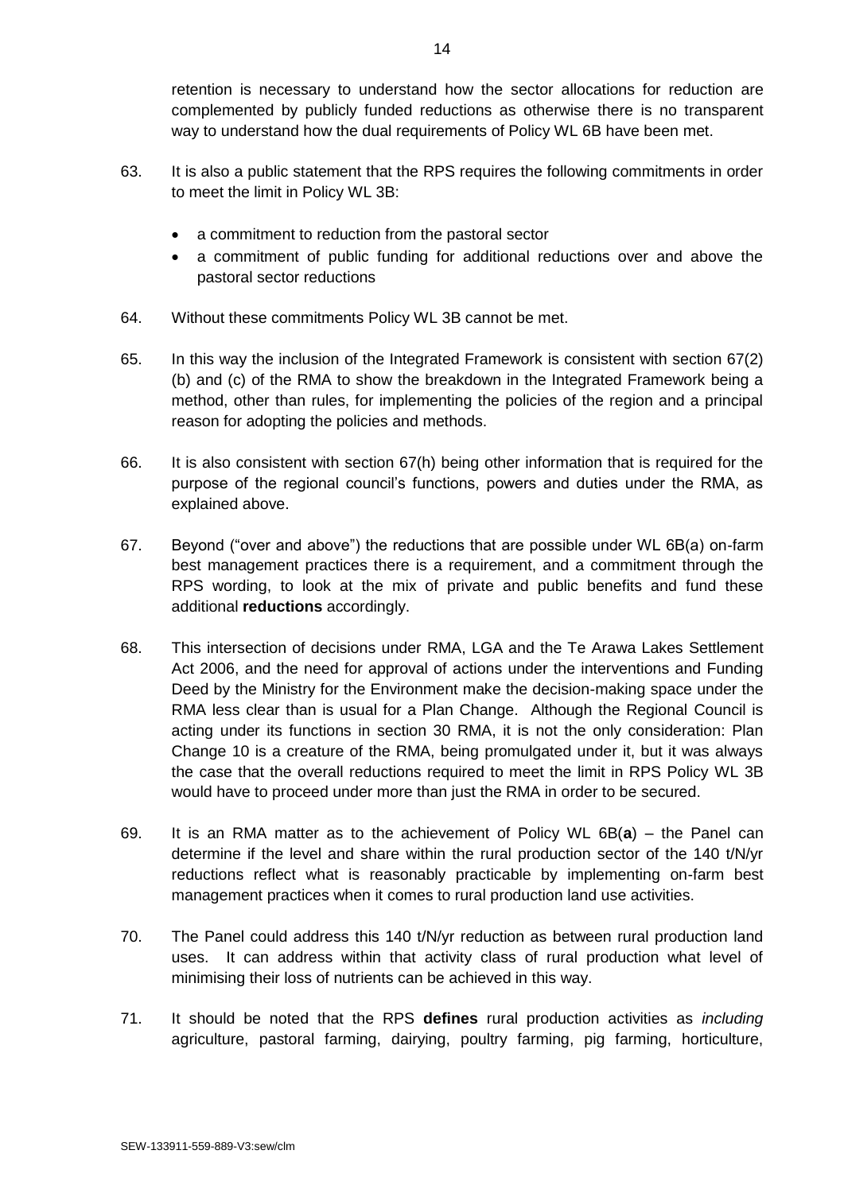retention is necessary to understand how the sector allocations for reduction are complemented by publicly funded reductions as otherwise there is no transparent way to understand how the dual requirements of Policy WL 6B have been met.

63. It is also a public statement that the RPS requires the following commitments in order to meet the limit in Policy WL 3B:

    - a commitment to reduction from the pastoral sector
    - a commitment of public funding for additional reductions over and above the pastoral sector reductions

64. Without these commitments Policy WL 3B cannot be met.

65. In this way the inclusion of the Integrated Framework is consistent with section 67(2) (b) and (c) of the RMA to show the breakdown in the Integrated Framework being a method, other than rules, for implementing the policies of the region and a principal reason for adopting the policies and methods.

66. It is also consistent with section 67(h) being other information that is required for the purpose of the regional council's functions, powers and duties under the RMA, as explained above.

67. Beyond ("over and above") the reductions that are possible under WL 6B(a) on-farm best management practices there is a requirement, and a commitment through the RPS wording, to look at the mix of private and public benefits and fund these additional **reductions** accordingly.

68. This intersection of decisions under RMA, LGA and the Te Arawa Lakes Settlement Act 2006, and the need for approval of actions under the interventions and Funding Deed by the Ministry for the Environment make the decision-making space under the RMA less clear than is usual for a Plan Change. Although the Regional Council is acting under its functions in section 30 RMA, it is not the only consideration: Plan Change 10 is a creature of the RMA, being promulgated under it, but it was always the case that the overall reductions required to meet the limit in RPS Policy WL 3B would have to proceed under more than just the RMA in order to be secured.

69. It is an RMA matter as to the achievement of Policy WL 6B(**a**) – the Panel can determine if the level and share within the rural production sector of the 140 t/N/yr reductions reflect what is reasonably practicable by implementing on-farm best management practices when it comes to rural production land use activities.

70. The Panel could address this 140 t/N/yr reduction as between rural production land uses. It can address within that activity class of rural production what level of minimising their loss of nutrients can be achieved in this way.

71. It should be noted that the RPS **defines** rural production activities as *including* agriculture, pastoral farming, dairying, poultry farming, pig farming, horticulture,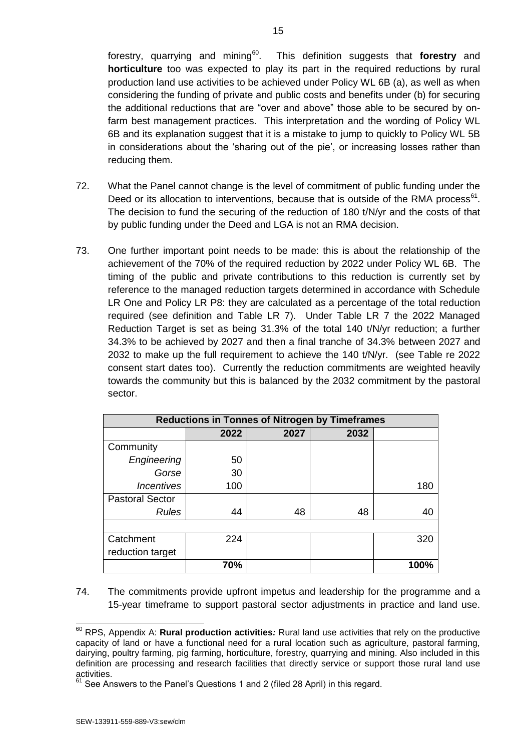forestry, quarrying and mining[60]. This definition suggests that **forestry** and **horticulture** too was expected to play its part in the required reductions by rural production land use activities to be achieved under Policy WL 6B (a), as well as when considering the funding of private and public costs and benefits under (b) for securing the additional reductions that are "over and above" those able to be secured by on-farm best management practices. This interpretation and the wording of Policy WL 6B and its explanation suggest that it is a mistake to jump to quickly to Policy WL 5B in considerations about the 'sharing out of the pie', or increasing losses rather than reducing them.

72. What the Panel cannot change is the level of commitment of public funding under the Deed or its allocation to interventions, because that is outside of the RMA process[61]. The decision to fund the securing of the reduction of 180 t/N/yr and the costs of that by public funding under the Deed and LGA is not an RMA decision.

73. One further important point needs to be made: this is about the relationship of the achievement of the 70% of the required reduction by 2022 under Policy WL 6B. The timing of the public and private contributions to this reduction is currently set by reference to the managed reduction targets determined in accordance with Schedule LR One and Policy LR P8: they are calculated as a percentage of the total reduction required (see definition and Table LR 7). Under Table LR 7 the 2022 Managed Reduction Target is set as being 31.3% of the total 140 t/N/yr reduction; a further 34.3% to be achieved by 2027 and then a final tranche of 34.3% between 2027 and 2032 to make up the full requirement to achieve the 140 t/N/yr. (see Table re 2022 consent start dates too). Currently the reduction commitments are weighted heavily towards the community but this is balanced by the 2032 commitment by the pastoral sector.

| **Reductions in Tonnes of Nitrogen by Timeframes** | | | | |
|---|---|---|---|---|
| | **2022** | **2027** | **2032** | |
| Community | | | | |
| *Engineering* | 50 | | | |
| *Gorse* | 30 | | | |
| *Incentives* | 100 | | | 180 |
| Pastoral Sector | | | | |
| *Rules* | 44 | 48 | 48 | 40 |
| | | | | |
| Catchment reduction target | 224 | | | 320 |
| | **70%** | | | **100%** |

74. The commitments provide upfront impetus and leadership for the programme and a 15-year timeframe to support pastoral sector adjustments in practice and land use.

---

[60] RPS, Appendix A: **Rural production activities*:*** Rural land use activities that rely on the productive capacity of land or have a functional need for a rural location such as agriculture, pastoral farming, dairying, poultry farming, pig farming, horticulture, forestry, quarrying and mining. Also included in this definition are processing and research facilities that directly service or support those rural land use activities.

[61] See Answers to the Panel's Questions 1 and 2 (filed 28 April) in this regard.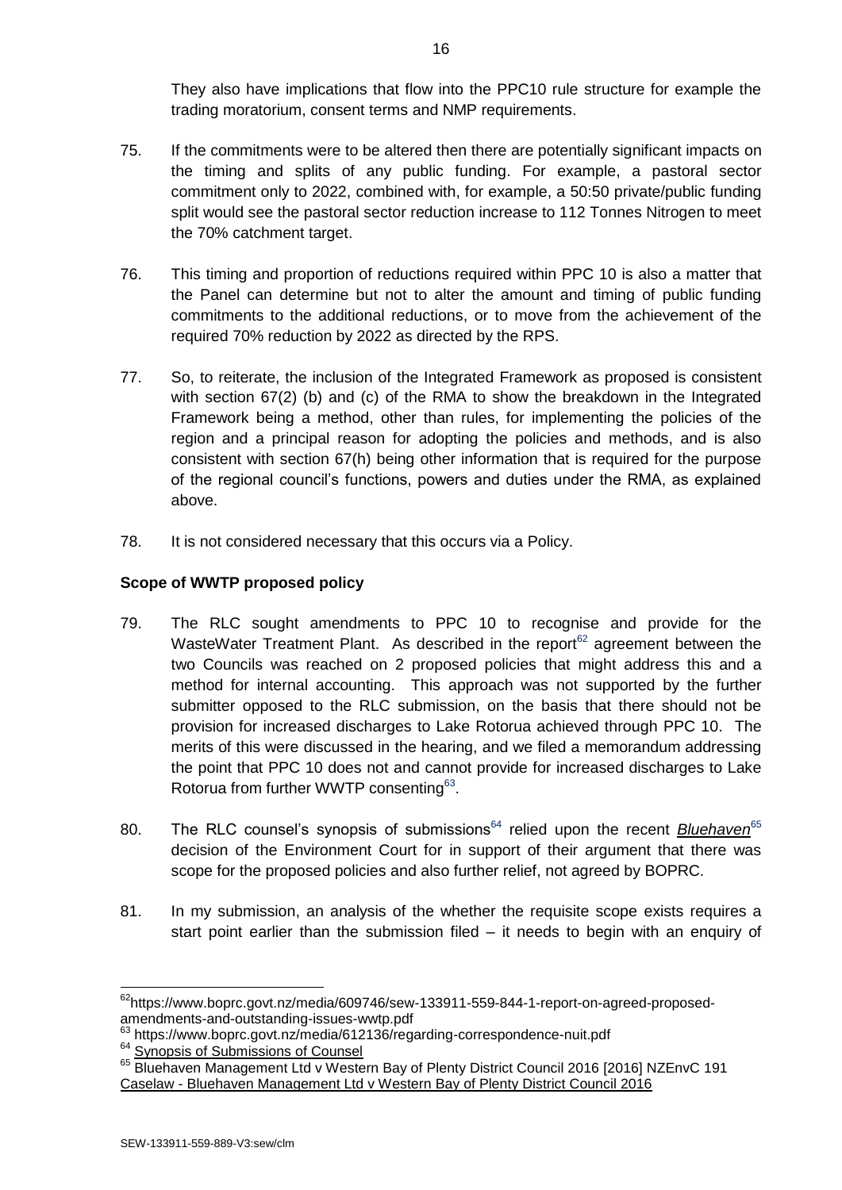They also have implications that flow into the PPC10 rule structure for example the trading moratorium, consent terms and NMP requirements.

75. If the commitments were to be altered then there are potentially significant impacts on the timing and splits of any public funding. For example, a pastoral sector commitment only to 2022, combined with, for example, a 50:50 private/public funding split would see the pastoral sector reduction increase to 112 Tonnes Nitrogen to meet the 70% catchment target.

76. This timing and proportion of reductions required within PPC 10 is also a matter that the Panel can determine but not to alter the amount and timing of public funding commitments to the additional reductions, or to move from the achievement of the required 70% reduction by 2022 as directed by the RPS.

77. So, to reiterate, the inclusion of the Integrated Framework as proposed is consistent with section 67(2) (b) and (c) of the RMA to show the breakdown in the Integrated Framework being a method, other than rules, for implementing the policies of the region and a principal reason for adopting the policies and methods, and is also consistent with section 67(h) being other information that is required for the purpose of the regional council's functions, powers and duties under the RMA, as explained above.

78. It is not considered necessary that this occurs via a Policy.

**Scope of WWTP proposed policy**

79. The RLC sought amendments to PPC 10 to recognise and provide for the WasteWater Treatment Plant. As described in the report[62] agreement between the two Councils was reached on 2 proposed policies that might address this and a method for internal accounting. This approach was not supported by the further submitter opposed to the RLC submission, on the basis that there should not be provision for increased discharges to Lake Rotorua achieved through PPC 10. The merits of this were discussed in the hearing, and we filed a memorandum addressing the point that PPC 10 does not and cannot provide for increased discharges to Lake Rotorua from further WWTP consenting[63].

80. The RLC counsel's synopsis of submissions[64] relied upon the recent ***Bluehaven***[65] decision of the Environment Court for in support of their argument that there was scope for the proposed policies and also further relief, not agreed by BOPRC.

81. In my submission, an analysis of the whether the requisite scope exists requires a start point earlier than the submission filed – it needs to begin with an enquiry of

[62] https://www.boprc.govt.nz/media/609746/sew-133911-559-844-1-report-on-agreed-proposed-amendments-and-outstanding-issues-wwtp.pdf

[63] https://www.boprc.govt.nz/media/612136/regarding-correspondence-nuit.pdf

[64] Synopsis of Submissions of Counsel

[65] Bluehaven Management Ltd v Western Bay of Plenty District Council 2016 [2016] NZEnvC 191 Caselaw - Bluehaven Management Ltd v Western Bay of Plenty District Council 2016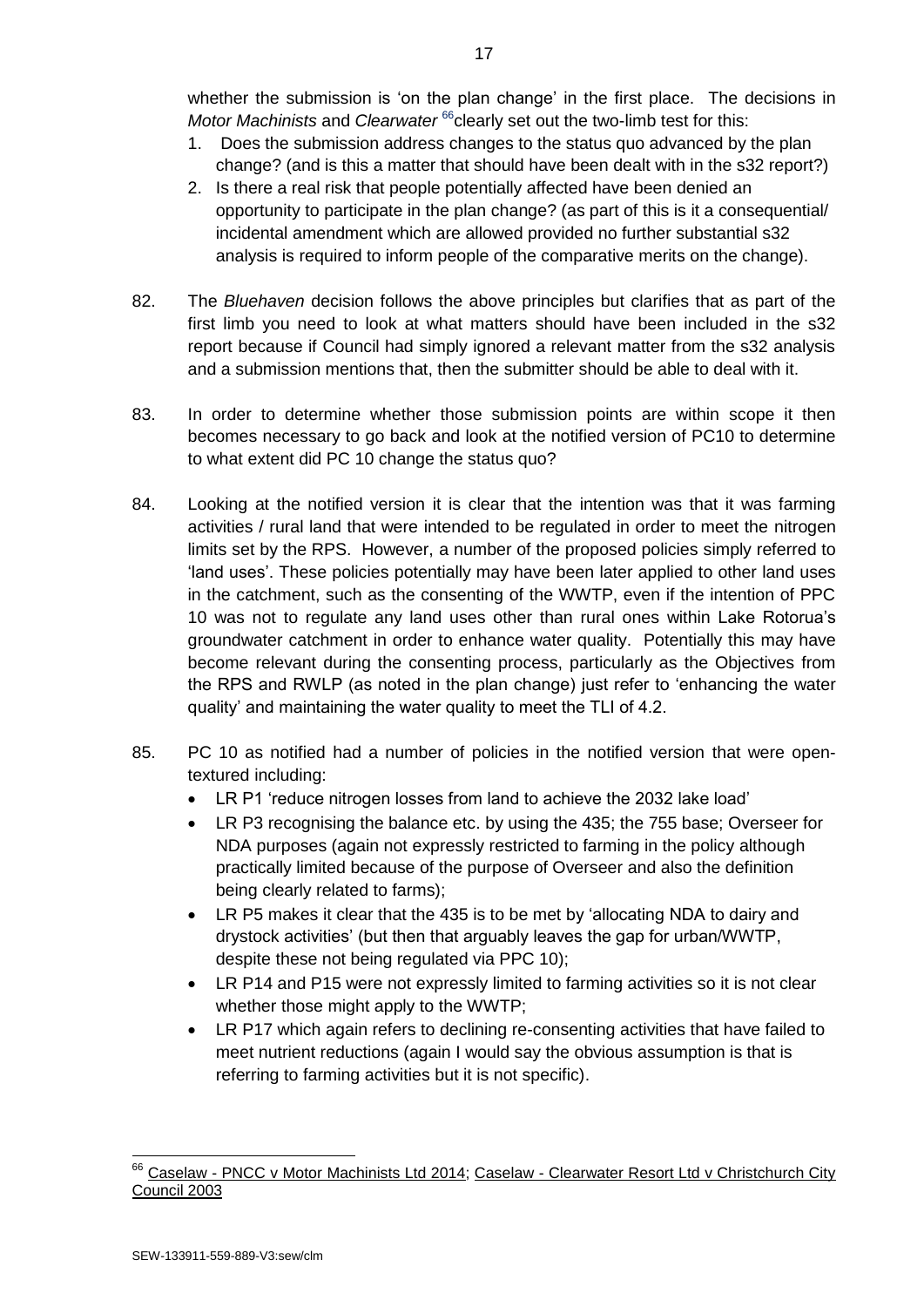whether the submission is 'on the plan change' in the first place. The decisions in *Motor Machinists* and *Clearwater* [66] clearly set out the two-limb test for this:

1. Does the submission address changes to the status quo advanced by the plan change? (and is this a matter that should have been dealt with in the s32 report?)
2. Is there a real risk that people potentially affected have been denied an opportunity to participate in the plan change? (as part of this is it a consequential/ incidental amendment which are allowed provided no further substantial s32 analysis is required to inform people of the comparative merits on the change).

82. The *Bluehaven* decision follows the above principles but clarifies that as part of the first limb you need to look at what matters should have been included in the s32 report because if Council had simply ignored a relevant matter from the s32 analysis and a submission mentions that, then the submitter should be able to deal with it.

83. In order to determine whether those submission points are within scope it then becomes necessary to go back and look at the notified version of PC10 to determine to what extent did PC 10 change the status quo?

84. Looking at the notified version it is clear that the intention was that it was farming activities / rural land that were intended to be regulated in order to meet the nitrogen limits set by the RPS. However, a number of the proposed policies simply referred to 'land uses'. These policies potentially may have been later applied to other land uses in the catchment, such as the consenting of the WWTP, even if the intention of PPC 10 was not to regulate any land uses other than rural ones within Lake Rotorua's groundwater catchment in order to enhance water quality. Potentially this may have become relevant during the consenting process, particularly as the Objectives from the RPS and RWLP (as noted in the plan change) just refer to 'enhancing the water quality' and maintaining the water quality to meet the TLI of 4.2.

85. PC 10 as notified had a number of policies in the notified version that were open-textured including:
   - LR P1 'reduce nitrogen losses from land to achieve the 2032 lake load'
   - LR P3 recognising the balance etc. by using the 435; the 755 base; Overseer for NDA purposes (again not expressly restricted to farming in the policy although practically limited because of the purpose of Overseer and also the definition being clearly related to farms);
   - LR P5 makes it clear that the 435 is to be met by 'allocating NDA to dairy and drystock activities' (but then that arguably leaves the gap for urban/WWTP, despite these not being regulated via PPC 10);
   - LR P14 and P15 were not expressly limited to farming activities so it is not clear whether those might apply to the WWTP;
   - LR P17 which again refers to declining re-consenting activities that have failed to meet nutrient reductions (again I would say the obvious assumption is that is referring to farming activities but it is not specific).

---

[66] Caselaw - PNCC v Motor Machinists Ltd 2014; Caselaw - Clearwater Resort Ltd v Christchurch City Council 2003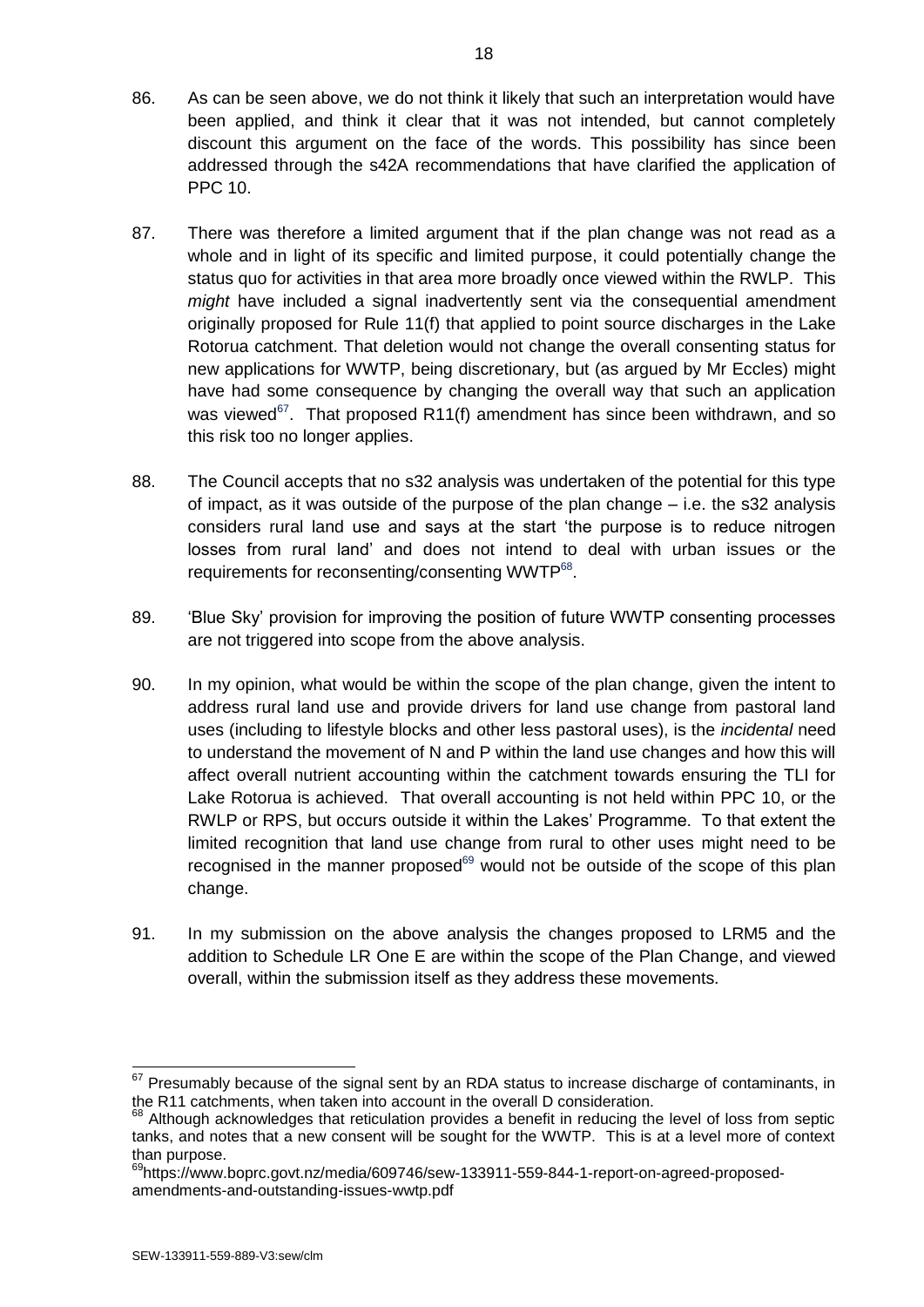86. As can be seen above, we do not think it likely that such an interpretation would have been applied, and think it clear that it was not intended, but cannot completely discount this argument on the face of the words. This possibility has since been addressed through the s42A recommendations that have clarified the application of PPC 10.

87. There was therefore a limited argument that if the plan change was not read as a whole and in light of its specific and limited purpose, it could potentially change the status quo for activities in that area more broadly once viewed within the RWLP. This *might* have included a signal inadvertently sent via the consequential amendment originally proposed for Rule 11(f) that applied to point source discharges in the Lake Rotorua catchment. That deletion would not change the overall consenting status for new applications for WWTP, being discretionary, but (as argued by Mr Eccles) might have had some consequence by changing the overall way that such an application was viewed[67]. That proposed R11(f) amendment has since been withdrawn, and so this risk too no longer applies.

88. The Council accepts that no s32 analysis was undertaken of the potential for this type of impact, as it was outside of the purpose of the plan change – i.e. the s32 analysis considers rural land use and says at the start 'the purpose is to reduce nitrogen losses from rural land' and does not intend to deal with urban issues or the requirements for reconsenting/consenting WWTP[68].

89. 'Blue Sky' provision for improving the position of future WWTP consenting processes are not triggered into scope from the above analysis.

90. In my opinion, what would be within the scope of the plan change, given the intent to address rural land use and provide drivers for land use change from pastoral land uses (including to lifestyle blocks and other less pastoral uses), is the *incidental* need to understand the movement of N and P within the land use changes and how this will affect overall nutrient accounting within the catchment towards ensuring the TLI for Lake Rotorua is achieved. That overall accounting is not held within PPC 10, or the RWLP or RPS, but occurs outside it within the Lakes' Programme. To that extent the limited recognition that land use change from rural to other uses might need to be recognised in the manner proposed[69] would not be outside of the scope of this plan change.

91. In my submission on the above analysis the changes proposed to LRM5 and the addition to Schedule LR One E are within the scope of the Plan Change, and viewed overall, within the submission itself as they address these movements.

---

[67] Presumably because of the signal sent by an RDA status to increase discharge of contaminants, in the R11 catchments, when taken into account in the overall D consideration.

[68] Although acknowledges that reticulation provides a benefit in reducing the level of loss from septic tanks, and notes that a new consent will be sought for the WWTP. This is at a level more of context than purpose.

[69] https://www.boprc.govt.nz/media/609746/sew-133911-559-844-1-report-on-agreed-proposed-amendments-and-outstanding-issues-wwtp.pdf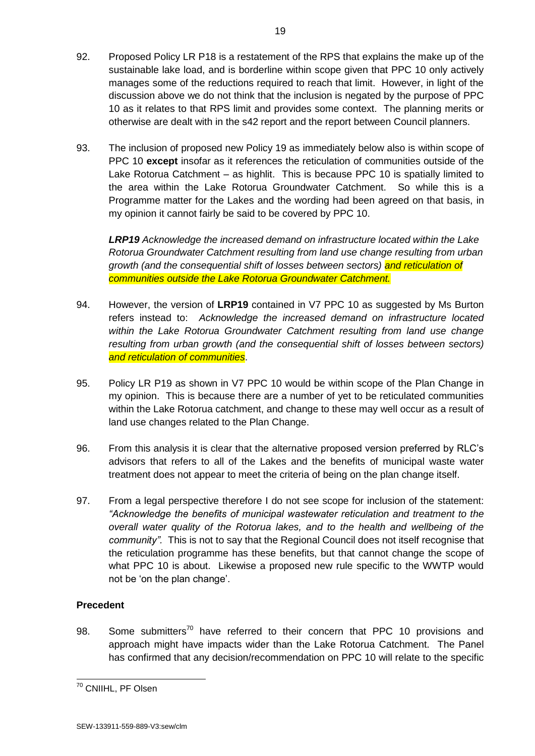92. Proposed Policy LR P18 is a restatement of the RPS that explains the make up of the sustainable lake load, and is borderline within scope given that PPC 10 only actively manages some of the reductions required to reach that limit. However, in light of the discussion above we do not think that the inclusion is negated by the purpose of PPC 10 as it relates to that RPS limit and provides some context. The planning merits or otherwise are dealt with in the s42 report and the report between Council planners.

93. The inclusion of proposed new Policy 19 as immediately below also is within scope of PPC 10 **except** insofar as it references the reticulation of communities outside of the Lake Rotorua Catchment – as highlit. This is because PPC 10 is spatially limited to the area within the Lake Rotorua Groundwater Catchment. So while this is a Programme matter for the Lakes and the wording had been agreed on that basis, in my opinion it cannot fairly be said to be covered by PPC 10.

    ***LRP19*** *Acknowledge the increased demand on infrastructure located within the Lake Rotorua Groundwater Catchment resulting from land use change resulting from urban growth (and the consequential shift of losses between sectors) and reticulation of communities outside the Lake Rotorua Groundwater Catchment.*

94. However, the version of **LRP19** contained in V7 PPC 10 as suggested by Ms Burton refers instead to: *Acknowledge the increased demand on infrastructure located within the Lake Rotorua Groundwater Catchment resulting from land use change resulting from urban growth (and the consequential shift of losses between sectors) and reticulation of communities*.

95. Policy LR P19 as shown in V7 PPC 10 would be within scope of the Plan Change in my opinion. This is because there are a number of yet to be reticulated communities within the Lake Rotorua catchment, and change to these may well occur as a result of land use changes related to the Plan Change.

96. From this analysis it is clear that the alternative proposed version preferred by RLC's advisors that refers to all of the Lakes and the benefits of municipal waste water treatment does not appear to meet the criteria of being on the plan change itself.

97. From a legal perspective therefore I do not see scope for inclusion of the statement: *"Acknowledge the benefits of municipal wastewater reticulation and treatment to the overall water quality of the Rotorua lakes, and to the health and wellbeing of the community".* This is not to say that the Regional Council does not itself recognise that the reticulation programme has these benefits, but that cannot change the scope of what PPC 10 is about. Likewise a proposed new rule specific to the WWTP would not be 'on the plan change'.

## Precedent

98. Some submitters[70] have referred to their concern that PPC 10 provisions and approach might have impacts wider than the Lake Rotorua Catchment. The Panel has confirmed that any decision/recommendation on PPC 10 will relate to the specific

[70] CNIIHL, PF Olsen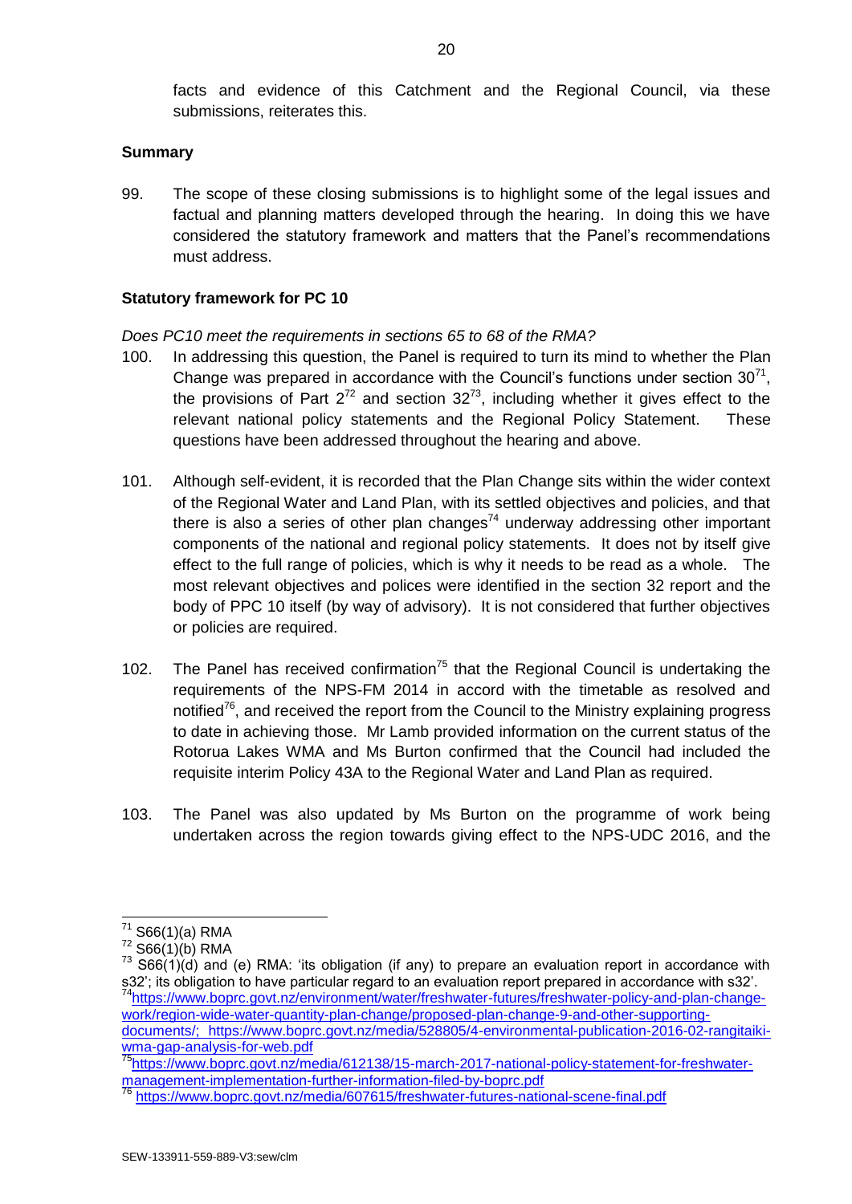facts and evidence of this Catchment and the Regional Council, via these submissions, reiterates this.

**Summary**

99. The scope of these closing submissions is to highlight some of the legal issues and factual and planning matters developed through the hearing. In doing this we have considered the statutory framework and matters that the Panel's recommendations must address.

**Statutory framework for PC 10**

*Does PC10 meet the requirements in sections 65 to 68 of the RMA?*

100. In addressing this question, the Panel is required to turn its mind to whether the Plan Change was prepared in accordance with the Council's functions under section 30[71], the provisions of Part 2[72] and section 32[73], including whether it gives effect to the relevant national policy statements and the Regional Policy Statement. These questions have been addressed throughout the hearing and above.

101. Although self-evident, it is recorded that the Plan Change sits within the wider context of the Regional Water and Land Plan, with its settled objectives and policies, and that there is also a series of other plan changes[74] underway addressing other important components of the national and regional policy statements. It does not by itself give effect to the full range of policies, which is why it needs to be read as a whole. The most relevant objectives and polices were identified in the section 32 report and the body of PPC 10 itself (by way of advisory). It is not considered that further objectives or policies are required.

102. The Panel has received confirmation[75] that the Regional Council is undertaking the requirements of the NPS-FM 2014 in accord with the timetable as resolved and notified[76], and received the report from the Council to the Ministry explaining progress to date in achieving those. Mr Lamb provided information on the current status of the Rotorua Lakes WMA and Ms Burton confirmed that the Council had included the requisite interim Policy 43A to the Regional Water and Land Plan as required.

103. The Panel was also updated by Ms Burton on the programme of work being undertaken across the region towards giving effect to the NPS-UDC 2016, and the

---

[71] S66(1)(a) RMA

[72] S66(1)(b) RMA

[73] S66(1)(d) and (e) RMA: 'its obligation (if any) to prepare an evaluation report in accordance with s32'; its obligation to have particular regard to an evaluation report prepared in accordance with s32'.

[74] https://www.boprc.govt.nz/environment/water/freshwater-futures/freshwater-policy-and-plan-change-work/region-wide-water-quantity-plan-change/proposed-plan-change-9-and-other-supporting-documents/; https://www.boprc.govt.nz/media/528805/4-environmental-publication-2016-02-rangitaiki-wma-gap-analysis-for-web.pdf

[75] https://www.boprc.govt.nz/media/612138/15-march-2017-national-policy-statement-for-freshwater-management-implementation-further-information-filed-by-boprc.pdf

[76] https://www.boprc.govt.nz/media/607615/freshwater-futures-national-scene-final.pdf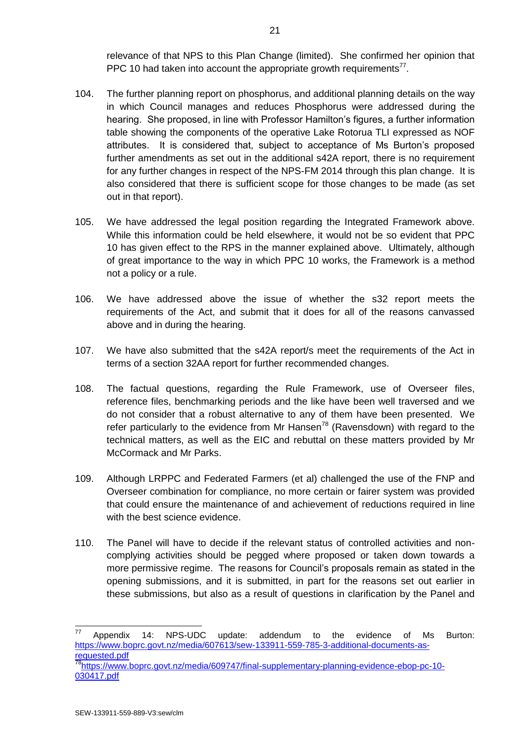relevance of that NPS to this Plan Change (limited). She confirmed her opinion that PPC 10 had taken into account the appropriate growth requirements[77].

104. The further planning report on phosphorus, and additional planning details on the way in which Council manages and reduces Phosphorus were addressed during the hearing. She proposed, in line with Professor Hamilton's figures, a further information table showing the components of the operative Lake Rotorua TLI expressed as NOF attributes. It is considered that, subject to acceptance of Ms Burton's proposed further amendments as set out in the additional s42A report, there is no requirement for any further changes in respect of the NPS-FM 2014 through this plan change. It is also considered that there is sufficient scope for those changes to be made (as set out in that report).

105. We have addressed the legal position regarding the Integrated Framework above. While this information could be held elsewhere, it would not be so evident that PPC 10 has given effect to the RPS in the manner explained above. Ultimately, although of great importance to the way in which PPC 10 works, the Framework is a method not a policy or a rule.

106. We have addressed above the issue of whether the s32 report meets the requirements of the Act, and submit that it does for all of the reasons canvassed above and in during the hearing.

107. We have also submitted that the s42A report/s meet the requirements of the Act in terms of a section 32AA report for further recommended changes.

108. The factual questions, regarding the Rule Framework, use of Overseer files, reference files, benchmarking periods and the like have been well traversed and we do not consider that a robust alternative to any of them have been presented. We refer particularly to the evidence from Mr Hansen[78] (Ravensdown) with regard to the technical matters, as well as the EIC and rebuttal on these matters provided by Mr McCormack and Mr Parks.

109. Although LRPPC and Federated Farmers (et al) challenged the use of the FNP and Overseer combination for compliance, no more certain or fairer system was provided that could ensure the maintenance of and achievement of reductions required in line with the best science evidence.

110. The Panel will have to decide if the relevant status of controlled activities and non-complying activities should be pegged where proposed or taken down towards a more permissive regime. The reasons for Council's proposals remain as stated in the opening submissions, and it is submitted, in part for the reasons set out earlier in these submissions, but also as a result of questions in clarification by the Panel and

---

[77] Appendix 14: NPS-UDC update: addendum to the evidence of Ms Burton: https://www.boprc.govt.nz/media/607613/sew-133911-559-785-3-additional-documents-as-requested.pdf

[78] https://www.boprc.govt.nz/media/609747/final-supplementary-planning-evidence-ebop-pc-10-030417.pdf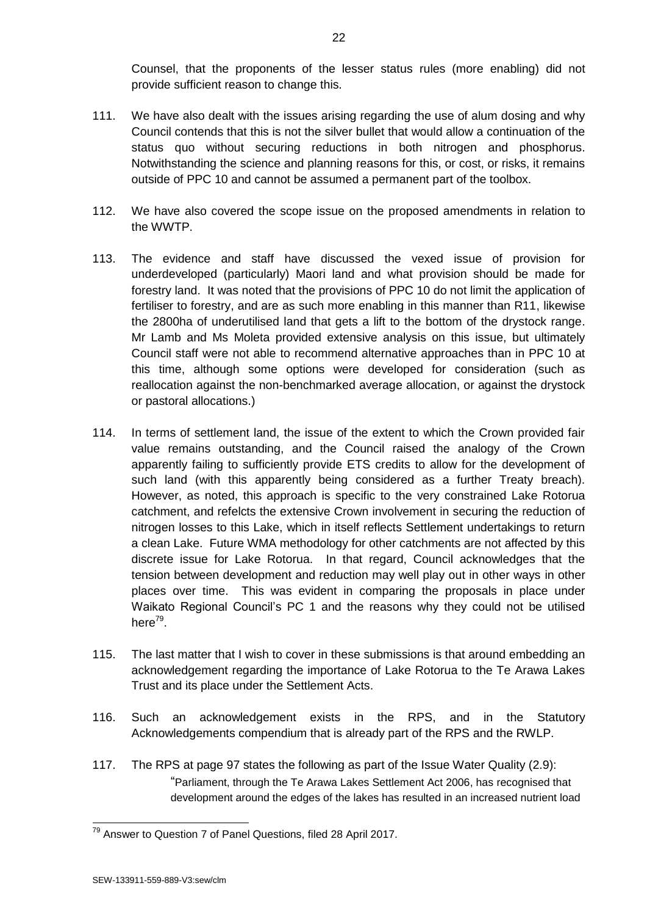Counsel, that the proponents of the lesser status rules (more enabling) did not provide sufficient reason to change this.

111. We have also dealt with the issues arising regarding the use of alum dosing and why Council contends that this is not the silver bullet that would allow a continuation of the status quo without securing reductions in both nitrogen and phosphorus. Notwithstanding the science and planning reasons for this, or cost, or risks, it remains outside of PPC 10 and cannot be assumed a permanent part of the toolbox.

112. We have also covered the scope issue on the proposed amendments in relation to the WWTP.

113. The evidence and staff have discussed the vexed issue of provision for underdeveloped (particularly) Maori land and what provision should be made for forestry land. It was noted that the provisions of PPC 10 do not limit the application of fertiliser to forestry, and are as such more enabling in this manner than R11, likewise the 2800ha of underutilised land that gets a lift to the bottom of the drystock range. Mr Lamb and Ms Moleta provided extensive analysis on this issue, but ultimately Council staff were not able to recommend alternative approaches than in PPC 10 at this time, although some options were developed for consideration (such as reallocation against the non-benchmarked average allocation, or against the drystock or pastoral allocations.)

114. In terms of settlement land, the issue of the extent to which the Crown provided fair value remains outstanding, and the Council raised the analogy of the Crown apparently failing to sufficiently provide ETS credits to allow for the development of such land (with this apparently being considered as a further Treaty breach). However, as noted, this approach is specific to the very constrained Lake Rotorua catchment, and refelcts the extensive Crown involvement in securing the reduction of nitrogen losses to this Lake, which in itself reflects Settlement undertakings to return a clean Lake. Future WMA methodology for other catchments are not affected by this discrete issue for Lake Rotorua. In that regard, Council acknowledges that the tension between development and reduction may well play out in other ways in other places over time. This was evident in comparing the proposals in place under Waikato Regional Council's PC 1 and the reasons why they could not be utilised here[79].

115. The last matter that I wish to cover in these submissions is that around embedding an acknowledgement regarding the importance of Lake Rotorua to the Te Arawa Lakes Trust and its place under the Settlement Acts.

116. Such an acknowledgement exists in the RPS, and in the Statutory Acknowledgements compendium that is already part of the RPS and the RWLP.

117. The RPS at page 97 states the following as part of the Issue Water Quality (2.9):

> "Parliament, through the Te Arawa Lakes Settlement Act 2006, has recognised that development around the edges of the lakes has resulted in an increased nutrient load

[79] Answer to Question 7 of Panel Questions, filed 28 April 2017.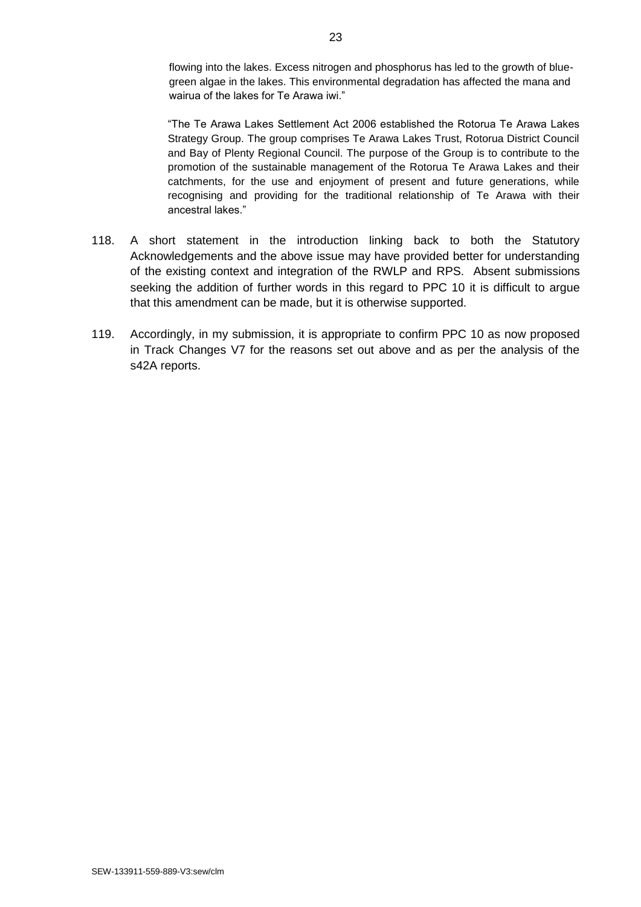> flowing into the lakes. Excess nitrogen and phosphorus has led to the growth of blue-green algae in the lakes. This environmental degradation has affected the mana and wairua of the lakes for Te Arawa iwi."
>
> "The Te Arawa Lakes Settlement Act 2006 established the Rotorua Te Arawa Lakes Strategy Group. The group comprises Te Arawa Lakes Trust, Rotorua District Council and Bay of Plenty Regional Council. The purpose of the Group is to contribute to the promotion of the sustainable management of the Rotorua Te Arawa Lakes and their catchments, for the use and enjoyment of present and future generations, while recognising and providing for the traditional relationship of Te Arawa with their ancestral lakes."

118. A short statement in the introduction linking back to both the Statutory Acknowledgements and the above issue may have provided better for understanding of the existing context and integration of the RWLP and RPS. Absent submissions seeking the addition of further words in this regard to PPC 10 it is difficult to argue that this amendment can be made, but it is otherwise supported.

119. Accordingly, in my submission, it is appropriate to confirm PPC 10 as now proposed in Track Changes V7 for the reasons set out above and as per the analysis of the s42A reports.